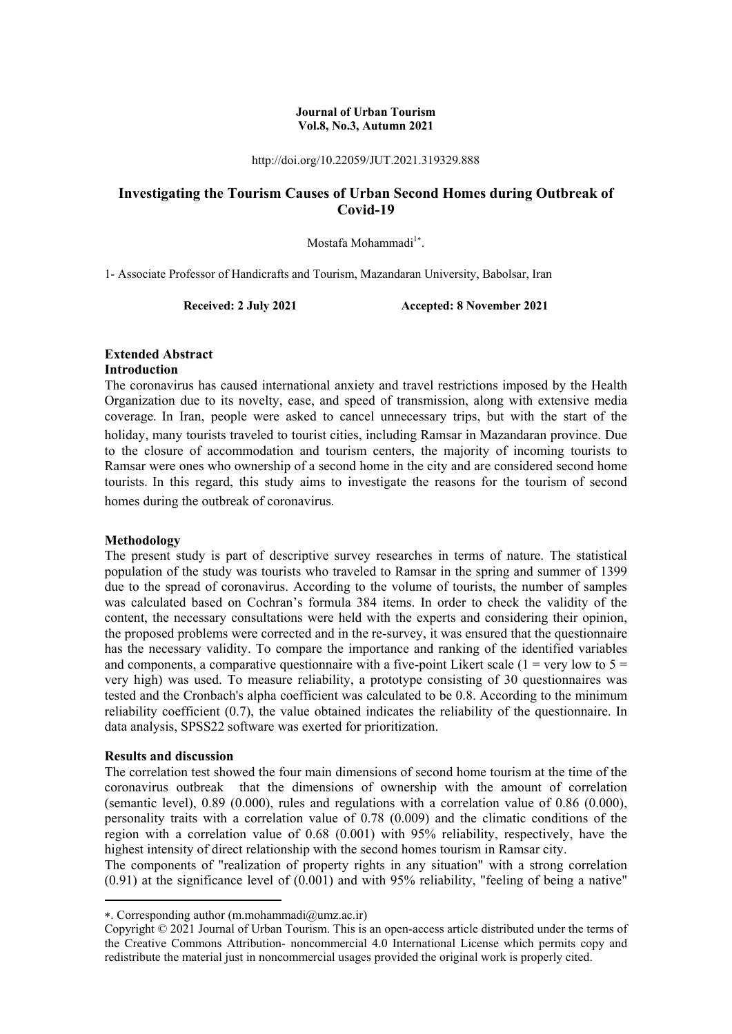**Journal of Urban Tourism**
**Vol.8, No.3, Autumn 2021**

http://doi.org/10.22059/JUT.2021.319329.888

# Investigating the Tourism Causes of Urban Second Homes during Outbreak of Covid-19

Mostafa Mohammadi[1*].

1- Associate Professor of Handicrafts and Tourism, Mazandaran University, Babolsar, Iran

**Received: 2 July 2021** **Accepted: 8 November 2021**

## Extended Abstract

### Introduction

The coronavirus has caused international anxiety and travel restrictions imposed by the Health Organization due to its novelty, ease, and speed of transmission, along with extensive media coverage. In Iran, people were asked to cancel unnecessary trips, but with the start of the holiday, many tourists traveled to tourist cities, including Ramsar in Mazandaran province. Due to the closure of accommodation and tourism centers, the majority of incoming tourists to Ramsar were ones who ownership of a second home in the city and are considered second home tourists. In this regard, this study aims to investigate the reasons for the tourism of second homes during the outbreak of coronavirus.

### Methodology

The present study is part of descriptive survey researches in terms of nature. The statistical population of the study was tourists who traveled to Ramsar in the spring and summer of 1399 due to the spread of coronavirus. According to the volume of tourists, the number of samples was calculated based on Cochran's formula 384 items. In order to check the validity of the content, the necessary consultations were held with the experts and considering their opinion, the proposed problems were corrected and in the re-survey, it was ensured that the questionnaire has the necessary validity. To compare the importance and ranking of the identified variables and components, a comparative questionnaire with a five-point Likert scale (1 = very low to 5 = very high) was used. To measure reliability, a prototype consisting of 30 questionnaires was tested and the Cronbach's alpha coefficient was calculated to be 0.8. According to the minimum reliability coefficient (0.7), the value obtained indicates the reliability of the questionnaire. In data analysis, SPSS22 software was exerted for prioritization.

### Results and discussion

The correlation test showed the four main dimensions of second home tourism at the time of the coronavirus outbreak that the dimensions of ownership with the amount of correlation (semantic level), 0.89 (0.000), rules and regulations with a correlation value of 0.86 (0.000), personality traits with a correlation value of 0.78 (0.009) and the climatic conditions of the region with a correlation value of 0.68 (0.001) with 95% reliability, respectively, have the highest intensity of direct relationship with the second homes tourism in Ramsar city.

The components of "realization of property rights in any situation" with a strong correlation (0.91) at the significance level of (0.001) and with 95% reliability, "feeling of being a native"

---

*. Corresponding author (m.mohammadi@umz.ac.ir)

Copyright © 2021 Journal of Urban Tourism. This is an open-access article distributed under the terms of the Creative Commons Attribution- noncommercial 4.0 International License which permits copy and redistribute the material just in noncommercial usages provided the original work is properly cited.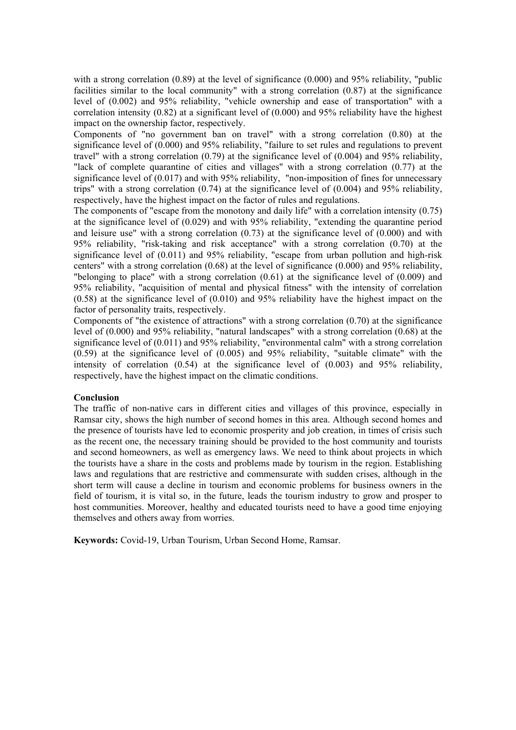with a strong correlation (0.89) at the level of significance (0.000) and 95% reliability, "public facilities similar to the local community" with a strong correlation (0.87) at the significance level of (0.002) and 95% reliability, "vehicle ownership and ease of transportation" with a correlation intensity (0.82) at a significant level of (0.000) and 95% reliability have the highest impact on the ownership factor, respectively.

Components of "no government ban on travel" with a strong correlation (0.80) at the significance level of (0.000) and 95% reliability, "failure to set rules and regulations to prevent travel" with a strong correlation (0.79) at the significance level of (0.004) and 95% reliability, "lack of complete quarantine of cities and villages" with a strong correlation (0.77) at the significance level of (0.017) and with 95% reliability, "non-imposition of fines for unnecessary trips" with a strong correlation (0.74) at the significance level of (0.004) and 95% reliability, respectively, have the highest impact on the factor of rules and regulations.

The components of "escape from the monotony and daily life" with a correlation intensity (0.75) at the significance level of (0.029) and with 95% reliability, "extending the quarantine period and leisure use" with a strong correlation (0.73) at the significance level of (0.000) and with 95% reliability, "risk-taking and risk acceptance" with a strong correlation (0.70) at the significance level of (0.011) and 95% reliability, "escape from urban pollution and high-risk centers" with a strong correlation (0.68) at the level of significance (0.000) and 95% reliability, "belonging to place" with a strong correlation (0.61) at the significance level of (0.009) and 95% reliability, "acquisition of mental and physical fitness" with the intensity of correlation (0.58) at the significance level of (0.010) and 95% reliability have the highest impact on the factor of personality traits, respectively.

Components of "the existence of attractions" with a strong correlation (0.70) at the significance level of (0.000) and 95% reliability, "natural landscapes" with a strong correlation (0.68) at the significance level of (0.011) and 95% reliability, "environmental calm" with a strong correlation (0.59) at the significance level of (0.005) and 95% reliability, "suitable climate" with the intensity of correlation (0.54) at the significance level of (0.003) and 95% reliability, respectively, have the highest impact on the climatic conditions.

**Conclusion**

The traffic of non-native cars in different cities and villages of this province, especially in Ramsar city, shows the high number of second homes in this area. Although second homes and the presence of tourists have led to economic prosperity and job creation, in times of crisis such as the recent one, the necessary training should be provided to the host community and tourists and second homeowners, as well as emergency laws. We need to think about projects in which the tourists have a share in the costs and problems made by tourism in the region. Establishing laws and regulations that are restrictive and commensurate with sudden crises, although in the short term will cause a decline in tourism and economic problems for business owners in the field of tourism, it is vital so, in the future, leads the tourism industry to grow and prosper to host communities. Moreover, healthy and educated tourists need to have a good time enjoying themselves and others away from worries.

**Keywords:** Covid-19, Urban Tourism, Urban Second Home, Ramsar.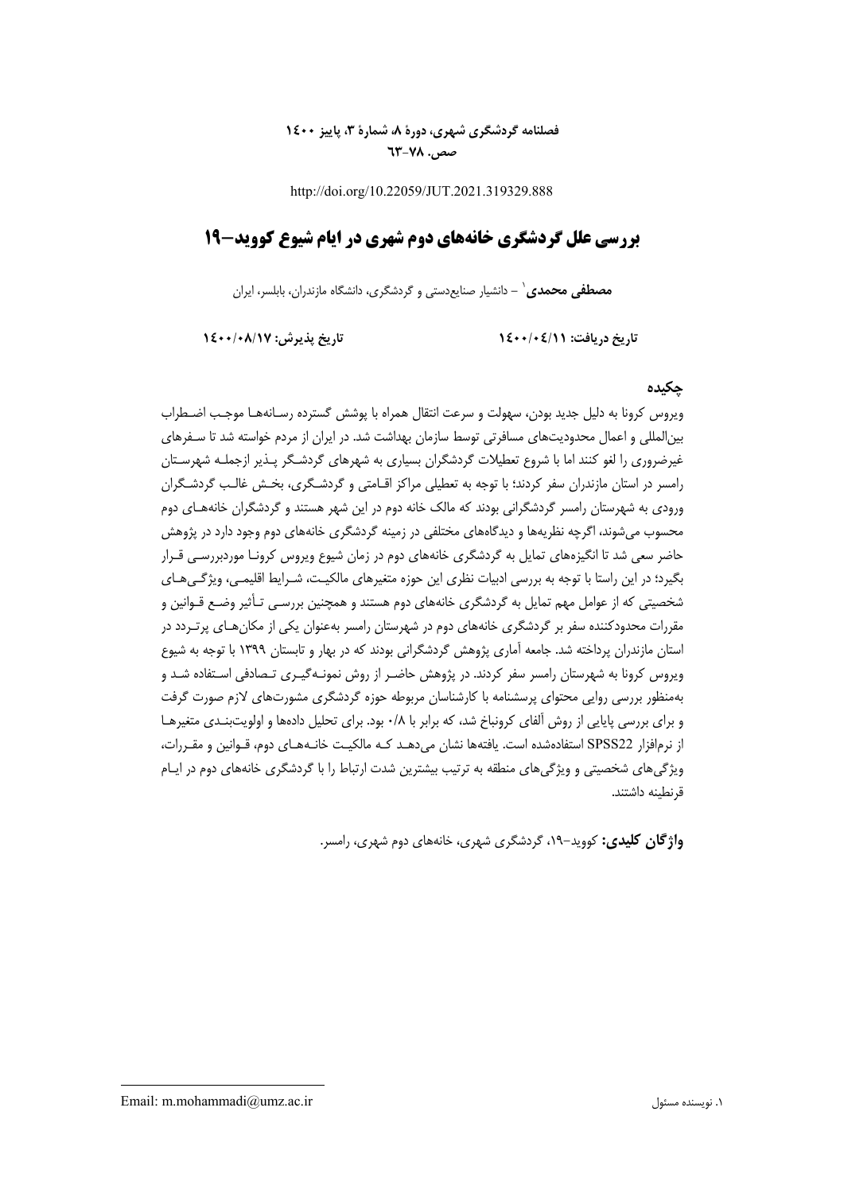http://doi.org/10.22059/JUT.2021.319329.888

# بررسی علل گردشگری خانه‌های دوم شهری در ایام شیوع کووید-۱۹

**مصطفی محمدی**[۱] – دانشیار صنایع‌دستی و گردشگری، دانشگاه مازندران، بابلسر، ایران

**تاریخ دریافت: ۱۴۰۰/۰۴/۱۱** **تاریخ پذیرش: ۱۴۰۰/۰۸/۱۷**

## چکیده

ویروس کرونا به دلیل جدید بودن، سهولت و سرعت انتقال همراه با پوشش گسترده رسانه‌ها موجب اضطراب بین‌المللی و اعمال محدودیت‌های مسافرتی توسط سازمان بهداشت شد. در ایران از مردم خواسته شد تا سفرهای غیرضروری را لغو کنند اما با شروع تعطیلات گردشگران بسیاری به شهرهای گردشگر پذیر ازجمله شهرستان رامسر در استان مازندران سفر کردند؛ با توجه به تعطیلی مراکز اقامتی و گردشگری، بخش غالب گردشگران ورودی به شهرستان رامسر گردشگرانی بودند که مالک خانه دوم در این شهر هستند و گردشگران خانه‌های دوم محسوب می‌شوند، اگرچه نظریه‌ها و دیدگاه‌های مختلفی در زمینه گردشگری خانه‌های دوم وجود دارد در پژوهش حاضر سعی شد تا انگیزه‌های تمایل به گردشگری خانه‌های دوم در زمان شیوع ویروس کرونا موردبررسی قرار بگیرد؛ در این راستا با توجه به بررسی ادبیات نظری این حوزه متغیرهای مالکیت، شرایط اقلیمی، ویژگی‌های شخصیتی که از عوامل مهم تمایل به گردشگری خانه‌های دوم هستند و همچنین بررسی تأثیر وضع قوانین و مقررات محدودکننده سفر بر گردشگری خانه‌های دوم در شهرستان رامسر به‌عنوان یکی از مکان‌های پرتردد در استان مازندران پرداخته شد. جامعه آماری پژوهش گردشگرانی بودند که در بهار و تابستان ۱۳۹۹ با توجه به شیوع ویروس کرونا به شهرستان رامسر سفر کردند. در پژوهش حاضر از روش نمونه‌گیری تصادفی استفاده شد و به‌منظور بررسی روایی محتوای پرسشنامه با کارشناسان مربوطه حوزه گردشگری مشورت‌های لازم صورت گرفت و برای بررسی پایایی از روش آلفای کرونباخ شد، که برابر با ۰/۸ بود. برای تحلیل داده‌ها و اولویت‌بندی متغیرها از نرم‌افزار SPSS22 استفاده‌شده است. یافته‌ها نشان می‌دهد که مالکیت خانه‌های دوم، قوانین و مقررات، ویژگی‌های شخصیتی و ویژگی‌های منطقه به ترتیب بیشترین شدت ارتباط را با گردشگری خانه‌های دوم در ایام قرنطینه داشتند.

**واژگان کلیدی:** کووید-۱۹، گردشگری شهری، خانه‌های دوم شهری، رامسر.

---

۱. نویسنده مسئول Email: m.mohammadi@umz.ac.ir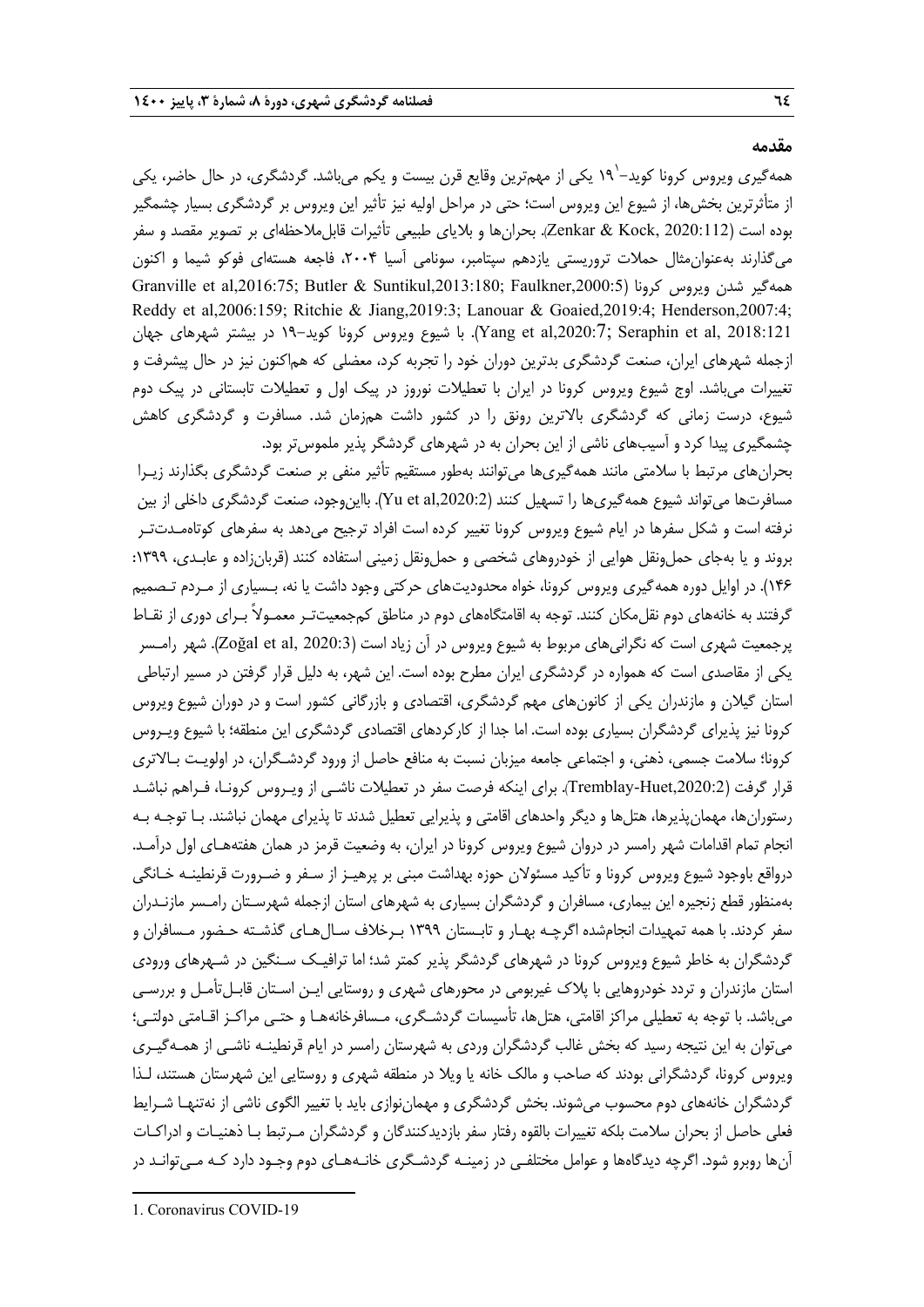## مقدمه

همه‌گیری ویروس کرونا کوید-۱۹[1] یکی از مهم‌ترین وقایع قرن بیست و یکم می‌باشد. گردشگری، در حال حاضر، یکی از متأثرترین بخش‌ها، از شیوع این ویروس است؛ حتی در مراحل اولیه نیز تأثیر این ویروس بر گردشگری بسیار چشمگیر بوده است (Zenkar & Kock, 2020:112). بحران‌ها و بلایای طبیعی تأثیرات قابل‌ملاحظه‌ای بر تصویر مقصد و سفر می‌گذارند به‌عنوان‌مثال حملات تروریستی یازدهم سپتامبر، سونامی آسیا ۲۰۰۴، فاجعه هسته‌ای فوکو شیما و اکنون همه‌گیر شدن ویروس کرونا (Granville et al,2016:75; Butler & Suntikul,2013:180; Faulkner,2000:5; Reddy et al,2006:159; Ritchie & Jiang,2019:3; Lanouar & Goaied,2019:4; Henderson,2007:4; Yang et al,2020:7; Seraphin et al, 2018:121). با شیوع ویروس کرونا کوید-۱۹ در بیشتر شهرهای جهان ازجمله شهرهای ایران، صنعت گردشگری بدترین دوران خود را تجربه کرد، معضلی که هم‌اکنون نیز در حال پیشرفت و تغییرات می‌باشد. اوج شیوع ویروس کرونا در ایران با تعطیلات نوروز در پیک اول و تعطیلات تابستانی در پیک دوم شیوع، درست زمانی که گردشگری بالاترین رونق را در کشور داشت هم‌زمان شد. مسافرت و گردشگری کاهش چشمگیری پیدا کرد و آسیب‌های ناشی از این بحران به در شهرهای گردشگر پذیر ملموس‌تر بود.

بحران‌های مرتبط با سلامتی مانند همه‌گیری‌ها می‌توانند به‌طور مستقیم تأثیر منفی بر صنعت گردشگری بگذارند زیرا مسافرت‌ها می‌تواند شیوع همه‌گیری‌ها را تسهیل کنند (Yu et al,2020:2). بااین‌وجود، صنعت گردشگری داخلی از بین نرفته است و شکل سفرها در ایام شیوع ویروس کرونا تغییر کرده است افراد ترجیح می‌دهند به سفرهای کوتاه‌مدت‌تر بروند و یا به‌جای حمل‌ونقل هوایی از خودروهای شخصی و حمل‌ونقل زمینی استفاده کنند (قربان‌زاده و عابدی، ۱۳۹۹: ۱۴۶). در اوایل دوره همه‌گیری ویروس کرونا، خواه محدودیت‌های حرکتی وجود داشت یا نه، بسیاری از مردم تصمیم گرفتند به خانه‌های دوم نقل‌مکان کنند. توجه به اقامتگاه‌های دوم در مناطق کم‌جمعیت‌تر معمولاً برای دوری از نقاط پرجمعیت شهری است که نگرانی‌های مربوط به شیوع ویروس در آن زیاد است (Zoğal et al, 2020:3). شهر رامسر یکی از مقاصدی است که همواره در گردشگری ایران مطرح بوده است. این شهر، به دلیل قرار گرفتن در مسیر ارتباطی استان گیلان و مازندران یکی از کانون‌های مهم گردشگری، اقتصادی و بازرگانی کشور است و در دوران شیوع ویروس کرونا نیز پذیرای گردشگران بسیاری بوده است. اما جدا از کارکردهای اقتصادی گردشگری این منطقه؛ با شیوع ویروس کرونا؛ سلامت جسمی، ذهنی، و اجتماعی جامعه میزبان نسبت به منافع حاصل از ورود گردشگران، در اولویت بالاتری قرار گرفت (Tremblay-Huet,2020:2). برای اینکه فرصت سفر در تعطیلات ناشی از ویروس کرونا، فراهم نباشد رستوران‌ها، مهمان‌پذیرها، هتل‌ها و دیگر واحدهای اقامتی و پذیرایی تعطیل شدند تا پذیرای مهمان نباشند. با توجه به انجام تمام اقدامات شهر رامسر در دوران شیوع ویروس کرونا در ایران، به وضعیت قرمز در همان هفته‌های اول درآمد. درواقع باوجود شیوع ویروس کرونا و تأکید مسئولان حوزه بهداشت مبنی بر پرهیز از سفر و ضرورت قرنطینه خانگی به‌منظور قطع زنجیره این بیماری، مسافران و گردشگران بسیاری به شهرهای استان ازجمله شهرستان رامسر مازندران سفر کردند. با همه تمهیدات انجام‌شده اگرچه بهار و تابستان ۱۳۹۹ برخلاف سال‌های گذشته حضور مسافران و گردشگران به خاطر شیوع ویروس کرونا در شهرهای گردشگر پذیر کمتر شد؛ اما ترافیک سنگین در شهرهای ورودی استان مازندران و تردد خودروهایی با پلاک غیربومی در محورهای شهری و روستایی این استان قابل‌تأمل و بررسی می‌باشد. با توجه به تعطیلی مراکز اقامتی، هتل‌ها، تأسیسات گردشگری، مسافرخانه‌ها و حتی مراکز اقامتی دولتی؛ می‌توان به این نتیجه رسید که بخش غالب گردشگران وردی به شهرستان رامسر در ایام قرنطینه ناشی از همه‌گیری ویروس کرونا، گردشگرانی بودند که صاحب و مالک خانه یا ویلا در منطقه شهری و روستایی این شهرستان هستند، لذا گردشگران خانه‌های دوم محسوب می‌شوند. بخش گردشگری و مهمان‌نوازی باید با تغییر الگوی ناشی از نه‌تنها شرایط فعلی حاصل از بحران سلامت بلکه تغییرات بالقوه رفتار سفر بازدیدکنندگان و گردشگران مرتبط با ذهنیات و ادراکات آن‌ها روبرو شود. اگرچه دیدگاه‌ها و عوامل مختلفی در زمینه گردشگری خانه‌های دوم وجود دارد که می‌توانند در

---

1. Coronavirus COVID-19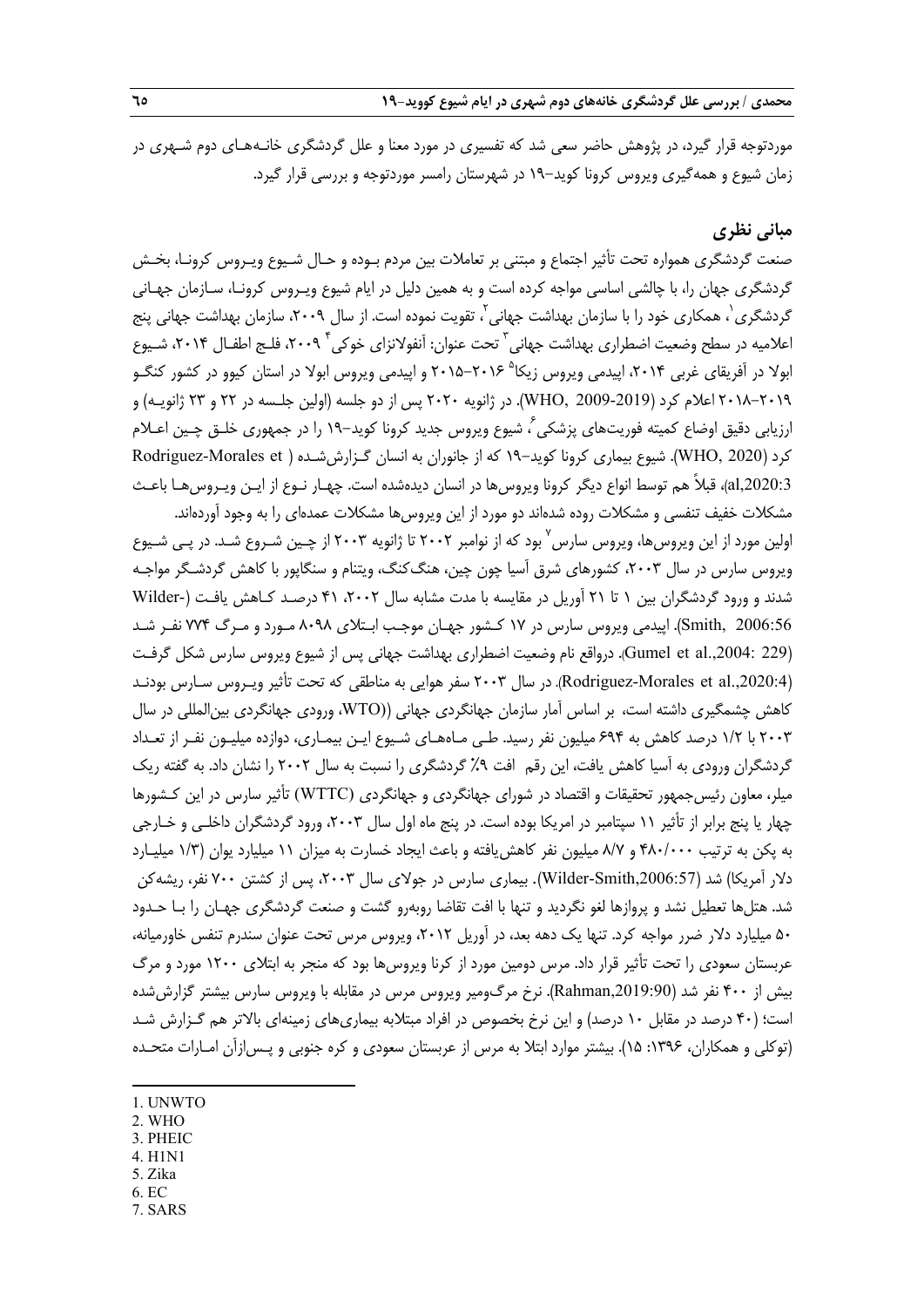موردتوجه قرار گیرد، در پژوهش حاضر سعی شد که تفسیری در مورد معنا و علل گردشگری خانه‌های دوم شهری در زمان شیوع و همه‌گیری ویروس کرونا کوید-۱۹ در شهرستان رامسر موردتوجه و بررسی قرار گیرد.

## مبانی نظری

صنعت گردشگری همواره تحت تأثیر اجتماع و مبتنی بر تعاملات بین مردم بوده و حال شیوع ویروس کرونا، بخش گردشگری جهان را، با چالشی اساسی مواجه کرده است و به همین دلیل در ایام شیوع ویروس کرونا، سازمان جهانی گردشگری[1]، همکاری خود را با سازمان بهداشت جهانی[2]، تقویت نموده است. از سال ۲۰۰۹، سازمان بهداشت جهانی پنج اعلامیه در سطح وضعیت اضطراری بهداشت جهانی[3] تحت عنوان: آنفولانزای خوکی[4] ۲۰۰۹، فلج اطفال ۲۰۱۴، شیوع ابولا در آفریقای غربی ۲۰۱۴، اپیدمی ویروس زیکا[5] ۲۰۱۶-۲۰۱۵ و اپیدمی ویروس ابولا در استان کیوو در کشور کنگو ۲۰۱۹-۲۰۱۸ اعلام کرد (WHO, 2009-2019). در ژانویه ۲۰۲۰ پس از دو جلسه (اولین جلسه در ۲۲ و ۲۳ ژانویه) و ارزیابی دقیق اوضاع کمیته فوریت‌های پزشکی[6]، شیوع ویروس جدید کرونا کوید-۱۹ را در جمهوری خلق چین اعلام کرد (WHO, 2020). شیوع بیماری کرونا کوید-۱۹ که از جانوران به انسان گزارش‌شده (Rodriguez-Morales et al,2020:3)، قبلاً هم توسط انواع دیگر کرونا ویروس‌ها در انسان دیده‌شده است. چهار نوع از این ویروس‌ها باعث مشکلات خفیف تنفسی و مشکلات روده شده‌اند دو مورد از این ویروس‌ها مشکلات عمده‌ای را به وجود آورده‌اند.

اولین مورد از این ویروس‌ها، ویروس سارس[7] بود که از نوامبر ۲۰۰۲ تا ژانویه ۲۰۰۳ از چین شروع شد. در پی شیوع ویروس سارس در سال ۲۰۰۳، کشورهای شرق آسیا چون چین، هنگ‌کنگ، ویتنام و سنگاپور با کاهش گردشگر مواجه شدند و ورود گردشگران بین ۱ تا ۲۱ آوریل در مقایسه با مدت مشابه سال ۲۰۰۲، ۴۱ درصد کاهش یافت (Wilder-Smith, 2006:56). اپیدمی ویروس سارس در ۱۷ کشور جهان موجب ابتلای ۸۰۹۸ مورد و مرگ ۷۷۴ نفر شد (Gumel et al.,2004: 229). درواقع نام وضعیت اضطراری بهداشت جهانی پس از شیوع ویروس سارس شکل گرفت (Rodriguez-Morales et al.,2020:4). در سال ۲۰۰۳ سفر هوایی به مناطقی که تحت تأثیر ویروس سارس بودند کاهش چشمگیری داشته است، بر اساس آمار سازمان جهانگردی جهانی ((WTO، ورودی جهانگردی بین‌المللی در سال ۲۰۰۳ با ۱/۲ درصد کاهش به ۶۹۴ میلیون نفر رسید. طی ماه‌های شیوع این بیماری، دوازده میلیون نفر از تعداد گردشگران ورودی به آسیا کاهش یافت، این رقم افت ۹٪ گردشگری را نسبت به سال ۲۰۰۲ را نشان داد. به گفته ریک میلر، معاون رئیس‌جمهور تحقیقات و اقتصاد در شورای جهانگردی و جهانگردی (WTTC) تأثیر سارس در این کشورها چهار یا پنج برابر از تأثیر ۱۱ سپتامبر در امریکا بوده است. در پنج ماه اول سال ۲۰۰۳، ورود گردشگران داخلی و خارجی به پکن به ترتیب ۴۸۰/۰۰۰ و ۸/۷ میلیون نفر کاهش‌یافته و باعث ایجاد خسارت به میزان ۱۱ میلیارد یوان (۱/۳ میلیارد دلار آمریکا) شد (Wilder-Smith,2006:57). بیماری سارس در جولای سال ۲۰۰۳، پس از کشتن ۷۰۰ نفر، ریشه‌کن شد. هتل‌ها تعطیل نشد و پروازها لغو نگردید و تنها با افت تقاضا روبه‌رو گشت و صنعت گردشگری جهان را با حدود ۵۰ میلیارد دلار ضرر مواجه کرد. تنها یک دهه بعد، در آوریل ۲۰۱۲، ویروس مرس تحت عنوان سندرم تنفس خاورمیانه، عربستان سعودی را تحت تأثیر قرار داد. مرس دومین مورد از کرنا ویروس‌ها بود که منجر به ابتلای ۱۲۰۰ مورد و مرگ بیش از ۴۰۰ نفر شد (Rahman,2019:90). نرخ مرگ‌ومیر ویروس مرس در مقابله با ویروس سارس بیشتر گزارش‌شده است؛ (۴۰ درصد در مقابل ۱۰ درصد) و این نرخ بخصوص در افراد مبتلابه بیماری‌های زمینه‌ای بالاتر هم گزارش شد (توکلی و همکاران، ۱۳۹۶: ۱۵). بیشتر موارد ابتلا به مرس از عربستان سعودی و کره جنوبی و پس‌ازآن امارات متحده

---

1. UNWTO
2. WHO
3. PHEIC
4. H1N1
5. Zika
6. EC
7. SARS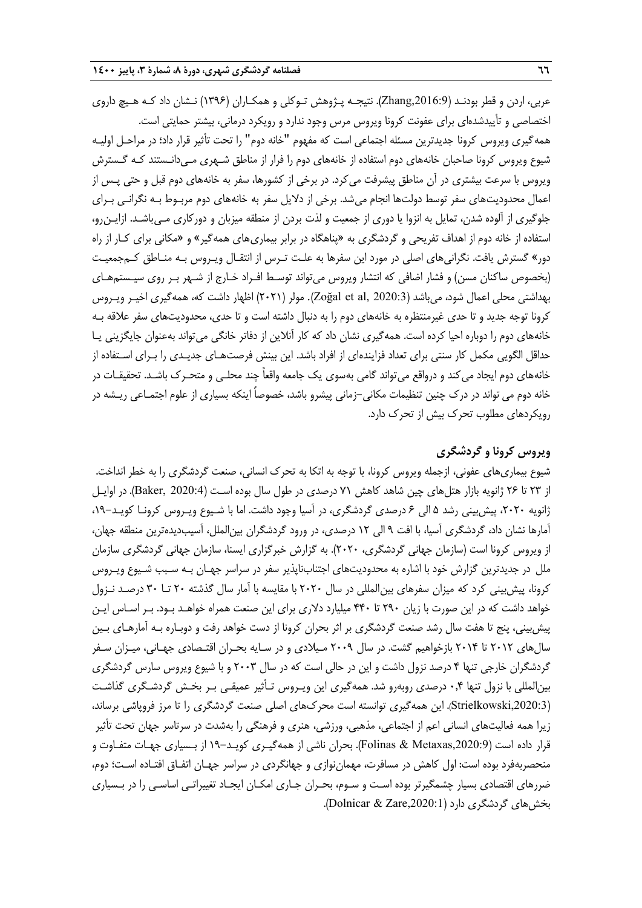عربی، اردن و قطر بودنـد (Zhang,2016:9). نتیجـه پـژوهش تـوکلی و همکـاران (۱۳۹۶) نـشان داد کـه هـیچ داروی اختصاصی و تأییدشده‌ای برای عفونت کرونا ویروس مرس وجود ندارد و رویکرد درمانی، بیشتر حمایتی است.

همه‌گیری ویروس کرونا جدیدترین مسئله اجتماعی است که مفهوم "خانه دوم" را تحت تأثیر قرار داد؛ در مراحـل اولیـه شیوع ویروس کرونا صاحبان خانه‌های دوم استفاده از خانه‌های دوم را فرار از مناطق شـهری مـی‌دانـستند کـه گـسترش ویروس با سرعت بیشتری در آن مناطق پیشرفت می‌کرد. در برخی از کشورها، سفر به خانه‌های دوم قبل و حتی پـس از اعمال محدودیت‌های سفر توسط دولت‌ها انجام می‌شد. برخی از دلایل سفر به خانه‌های دوم مربـوط بـه نگرانـی بـرای جلوگیری از آلوده شدن، تمایل به انزوا یا دوری از جمعیت و لذت بردن از منطقه میزبان و دورکاری مـی‌باشـد. ازایـن‌رو، استفاده از خانه دوم از اهداف تفریحی و گردشگری به «پناهگاه در برابر بیماری‌های همه‌گیر» و «مکانی برای کـار از راه دور» گسترش یافت. نگرانی‌های اصلی در مورد این سفرها به علـت تـرس از انتقـال ویـروس بـه منـاطق کـم‌جمعیـت (بخصوص ساکنان مسن) و فشار اضافی که انتشار ویروس می‌تواند توسـط افـراد خـارج از شـهر بـر روی سیـستم‌هـای بهداشتی محلی اعمال شود، می‌باشد (Zoğal et al, 2020:3). مولر (۲۰۲۱) اظهار داشت که، همه‌گیری اخیـر ویـروس کرونا توجه جدید و تا حدی غیرمنتظره به خانه‌های دوم را به دنبال داشته است و تا حدی، محدودیت‌های سفر علاقه بـه خانه‌های دوم را دوباره احیا کرده است. همه‌گیری نشان داد که کار آنلاین از دفاتر خانگی می‌تواند به‌عنوان جایگزینی یـا حداقل الگویی مکمل کار سنتی برای تعداد فزاینده‌ای از افراد باشد. این بینش فرصت‌هـای جدیـدی را بـرای اسـتفاده از خانه‌های دوم ایجاد می‌کند و درواقع می‌تواند گامی به‌سوی یک جامعه واقعاً چند محلـی و متحـرک باشـد. تحقیقـات در خانه دوم می تواند در درک چنین تنظیمات مکانی–زمانی پیشرو باشد، خصوصاً اینکه بسیاری از علوم اجتمـاعی ریـشه در رویکردهای مطلوب تحرک بیش از تحرک دارد.

## ویروس کرونا و گردشگری

شیوع بیماری‌های عفونی، ازجمله ویروس کرونا، با توجه به اتکا به تحرک انسانی، صنعت گردشگری را به خطر انداخت. از ۲۳ تا ۲۶ ژانویه بازار هتل‌های چین شاهد کاهش ۷۱ درصدی در طول سال بوده اسـت (Baker, 2020:4). در اوایـل ژانویه ۲۰۲۰، پیش‌بینی رشد ۵ الی ۶ درصدی گردشگری، در آسیا وجود داشت. اما با شـیوع ویـروس کرونـا کویـد–۱۹، آمارها نشان داد، گردشگری آسیا، با افت ۹ الی ۱۲ درصدی، در ورود گردشگران بین‌الملل، آسیب‌دیده‌ترین منطقه جهان، از ویروس کرونا است (سازمان جهانی گردشگری، ۲۰۲۰). به گزارش خبرگزاری ایسنا، سازمان جهانی گردشگری سازمان ملل در جدیدترین گزارش خود با اشاره به محدودیت‌های اجتناب‌ناپذیر سفر در سراسر جهـان بـه سـبب شـیوع ویـروس کرونا، پیش‌بینی کرد که میزان سفرهای بین‌المللی در سال ۲۰۲۰ با مقایسه با آمار سال گذشته ۲۰ تـا ۳۰ درصـد نـزول خواهد داشت که در این صورت با زیان ۲۹۰ تا ۴۴۰ میلیارد دلاری برای این صنعت همراه خواهـد بـود. بـر اسـاس ایـن پیش‌بینی، پنج تا هفت سال رشد صنعت گردشگری بر اثر بحران کرونا از دست خواهد رفت و دوبـاره بـه آمارهـای بـین سال‌های ۲۰۱۲ تا ۲۰۱۴ بازخواهیم گشت. در سال ۲۰۰۹ مـیلادی و در سـایه بحـران اقتـصادی جهـانی، میـزان سـفر گردشگران خارجی تنها ۴ درصد نزول داشت و این در حالی است که در سال ۲۰۰۳ و با شیوع ویروس سارس گردشگری بین‌المللی با نزول تنها ۰,۴ درصدی روبه‌رو شد. همه‌گیری این ویـروس تـأثیر عمیقـی بـر بخـش گردشـگری گذاشـت (Strielkowski,2020:3). این همه‌گیری توانسته است محرک‌های اصلی صنعت گردشگری را تا مرز فروپاشی برساند، زیرا همه فعالیت‌های انسانی اعم از اجتماعی، مذهبی، ورزشی، هنری و فرهنگی را به‌شدت در سرتاسر جهان تحت تأثیر قرار داده است (Folinas & Metaxas,2020:9). بحران ناشی از همه‌گیـری کویـد–۱۹ از بـسیاری جهـات متفـاوت و منحصربه‌فرد بوده است: اول کاهش در مسافرت، مهمان‌نوازی و جهانگردی در سراسر جهـان اتفـاق افتـاده اسـت؛ دوم، ضررهای اقتصادی بسیار چشمگیرتر بوده اسـت و سـوم، بحـران جـاری امکـان ایجـاد تغییراتـی اساسـی را در بـسیاری بخش‌های گردشگری دارد (Dolnicar & Zare,2020:1).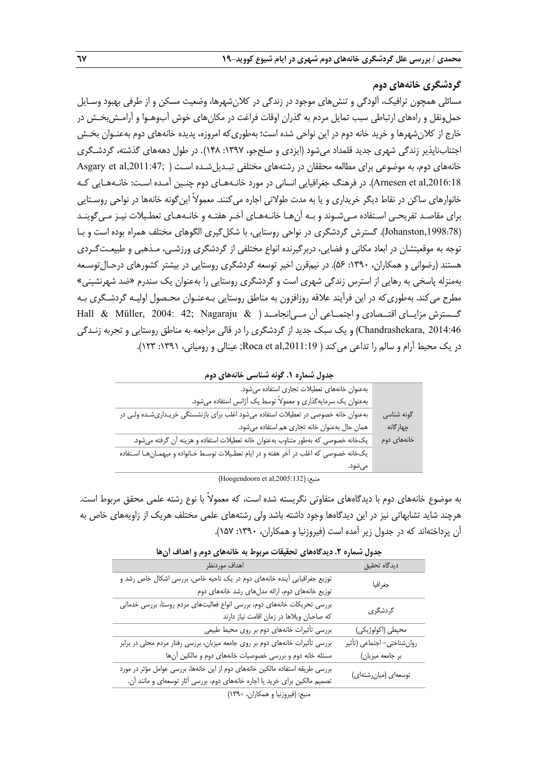### گردشگری خانه‌های دوم

مسائلی همچون ترافیک، آلودگی و تنش‌های موجود در زندگی در کلان‌شهرها، وضعیت مسکن و از طرفی بهبود وسایل حمل‌ونقل و راه‌های ارتباطی سبب تمایل مردم به گذران اوقات فراغت در مکان‌های خوش آب‌وهوا و آرامش‌بخش در خارج از کلان‌شهرها و خرید خانه دوم در این نواحی شده است؛ به‌طوری‌که امروزه، پدیده خانه‌های دوم به‌عنوان بخش اجتناب‌ناپذیر زندگی شهری جدید قلمداد می‌شود (ایزدی و صلحجو، ۱۳۹۷: ۱۴۸). در طول دهه‌های گذشته، گردشگری خانه‌های دوم، به موضوعی برای مطالعه محققان در رشته‌های مختلفی تبدیل‌شده است (Asgary et al,2011:47; Arnesen et al,2016:18). در فرهنگ جغرافیایی انسانی در مورد خانه‌های دوم چنین آمده است: خانه‌هایی که خانوارهای ساکن در نقاط دیگر خریداری و یا به مدت طولانی اجاره می‌کنند. معمولاً این‌گونه خانه‌ها در نواحی روستایی برای مقاصد تفریحی استفاده می‌شوند و به آن‌ها خانه‌های آخر هفته و خانه‌های تعطیلات نیز می‌گویند (Johanston,1998:78). گسترش گردشگری در نواحی روستایی، با شکل‌گیری الگوهای مختلف همراه بوده است و با توجه به موقعیتشان در ابعاد مکانی و فضایی، دربرگیرنده انواع مختلفی از گردشگری ورزشی، مذهبی و طبیعت‌گردی هستند (رضوانی و همکاران، ۱۳۹۰: ۵۶). در نیم‌قرن اخیر توسعه گردشگری روستایی در بیشتر کشورهای درحال‌توسعه به‌منزله پاسخی به رهایی از استرس زندگی شهری است و گردشگری روستایی را به‌عنوان یک سندرم «ضد شهرنشینی» مطرح می‌کند. به‌طوری‌که در این فرآیند علاقه روزافزون به مناطق روستایی به‌عنوان محصول اولیه گردشگری به گسترش مزایای اقتصادی و اجتماعی آن می‌انجامد (Hall & Müller, 2004: 42; Nagaraju & Chandrashekara, 2014:46) و یک سبک جدید از گردشگری را در قالب مراجعه به مناطق روستایی و تجربه زندگی در یک محیط آرام و سالم را تداعی می‌کند (Roca et al,2011:19; عینالی و رومیانی، ۱۳۹۱: ۱۲۳).

**جدول شماره ۱. گونه شناسی خانه‌های دوم**

| | |
|---|---|
| گونه شناسی چهارگانه خانه‌های دوم | به‌عنوان خانه‌های تعطیلات تجاری استفاده می‌شود. به‌عنوان یک سرمایه‌گذاری و معمولاً توسط یک آژانس استفاده می‌شود. |
| | به‌عنوان خانه خصوصی در تعطیلات استفاده می‌شود اغلب برای بازنشستگی خریداری‌شده ولی در همان حال به‌عنوان خانه تجاری هم استفاده می‌شود. |
| | یک‌خانه خصوصی که به‌طور متناوب به‌عنوان خانه تعطیلات استفاده و هزینه آن گرفته می‌شود. |
| | یک‌خانه خصوصی که اغلب در آخر هفته و در ایام تعطیلات توسط خانواده و میهمان‌ها استفاده می‌شود. |

منبع: (Hoogendoorn et al,2005:132)

به موضوع خانه‌های دوم با دیدگاه‌های متفاوتی نگریسته شده است، که معمولاً با نوع رشته علمی محقق مربوط است. هرچند شاید تشابهاتی نیز در این دیدگاه‌ها وجود داشته باشد ولی رشته‌های علمی مختلف هریک از زاویه‌های خاص به آن پرداخته‌اند که در جدول زیر آمده است (فیروزنیا و همکاران، ۱۳۹۰: ۱۵۷).

**جدول شماره ۲. دیدگاه‌های تحقیقات مربوط به خانه‌های دوم و اهداف آن‌ها**

| دیدگاه تحقیق | اهداف موردنظر |
|---|---|
| جغرافیا | توزیع جغرافیایی آینده خانه‌های دوم در یک ناحیه خاص، بررسی اشکال خاص رشد و توزیع خانه‌های دوم، ارائه مدل‌های رشد خانه‌های دوم |
| گردشگری | بررسی تحریکات خانه‌های دوم، بررسی انواع فعالیت‌های مردم روستا، بررسی خدماتی که صاحبان ویلاها در زمان اقامت نیاز دارند |
| محیطی (اکولوژیکی) | بررسی تأثیرات خانه‌های دوم بر روی محیط طبیعی |
| روان‌شناختی- اجتماعی (تأثیر بر جامعه میزبان) | بررسی تأثیرات خانه‌های دوم بر روی جامعه میزبان، بررسی رفتار مردم محلی در برابر مسئله خانه دوم و بررسی خصوصیات خانه‌های دوم و مالکین آن‌ها |
| توسعه‌ای (میان‌رشته‌ای) | بررسی طریقه استفاده مالکین خانه‌های دوم از این خانه‌ها، بررسی عوامل مؤثر در مورد تصمیم مالکین برای خرید یا اجاره خانه‌های دوم، بررسی آثار توسعه‌ای و مانند آن. |

منبع: (فیروزنیا و همکاران، ۱۳۹۰)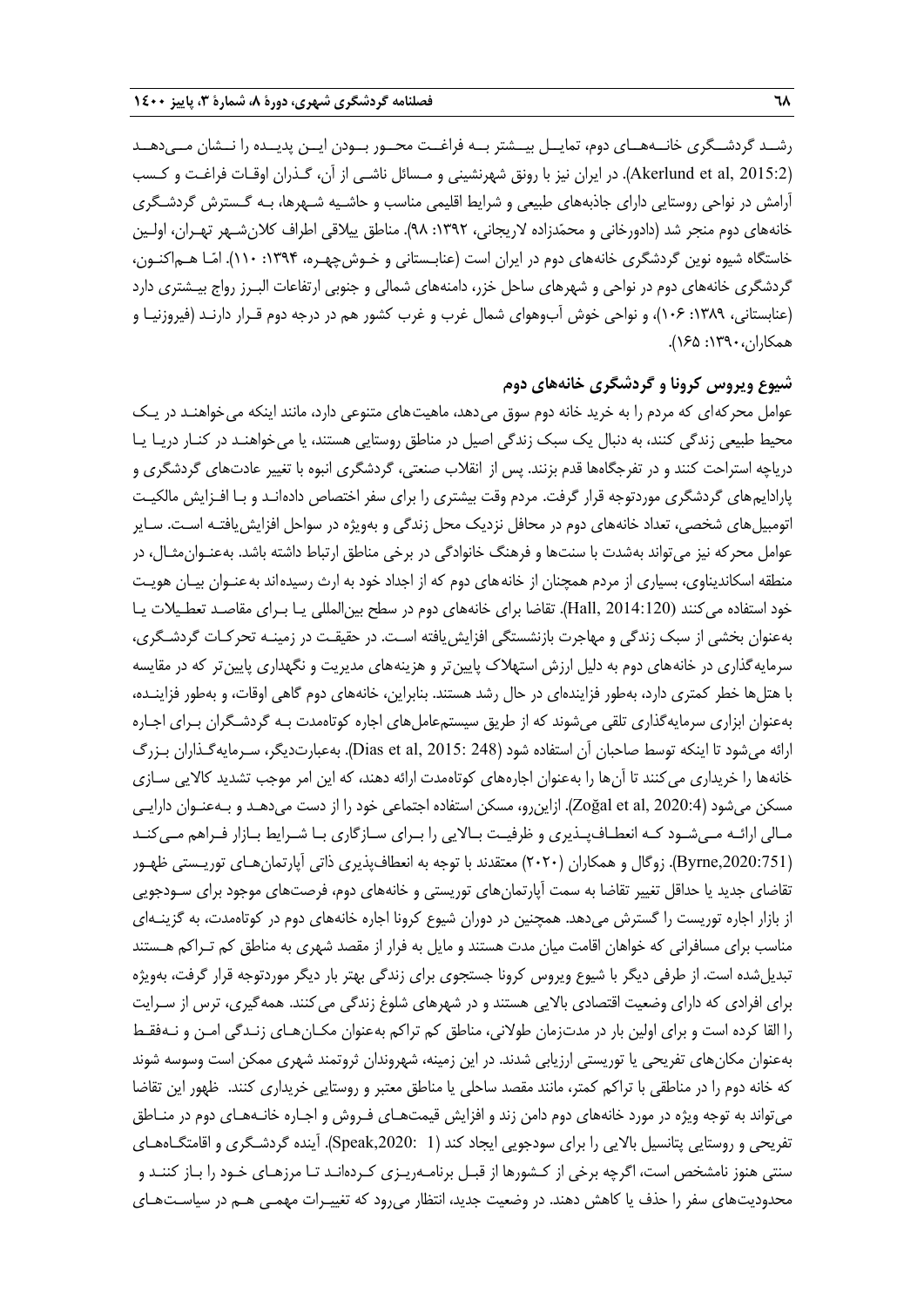رشـد گردشـگری خانـه‌هـای دوم، تمایـل بیـشتر بـه فراغـت محـور بـودن ایـن پدیـده را نـشان مـی‌دهـد (Akerlund et al, 2015:2). در ایران نیز با رونق شهرنشینی و مسائل ناشـی از آن، گـذران اوقـات فراغـت و کـسب آرامش در نواحی روستایی دارای جاذبه‌های طبیعی و شرایط اقلیمی مناسب و حاشـیه شـهرها، بـه گـسترش گردشـگری خانه‌های دوم منجر شد (دادورخانی و محمّدزاده لاریجانی، ۱۳۹۲: ۹۸). مناطق ییلاقی اطراف کلان‌شـهر تهـران، اولـین خاستگاه شیوه نوین گردشگری خانه‌های دوم در ایران است (عنابـستانی و خـوش‌چهـره، ۱۳۹۴: ۱۱۰). امّـا هـم‌اکنـون، گردشگری خانه‌های دوم در نواحی و شهرهای ساحل خزر، دامنه‌های شمالی و جنوبی ارتفاعات البـرز رواج بیـشتری دارد (عنابستانی، ۱۳۸۹: ۱۰۶)، و نواحی خوش آب‌وهوای شمال غرب و غرب کشور هم در درجه دوم قـرار دارنـد (فیروزنیـا و همکاران،۱۳۹۰: ۱۶۵).

## شیوع ویروس کرونا و گردشگری خانه‌های دوم

عوامل محرکه‌ای که مردم را به خرید خانه دوم سوق می‌دهد، ماهیت‌های متنوعی دارد، مانند اینکه می‌خواهنـد در یـک محیط طبیعی زندگی کنند، به دنبال یک سبک زندگی اصیل در مناطق روستایی هستند، یا می‌خواهنـد در کنـار دریـا یـا دریاچه استراحت کنند و در تفرجگاه‌ها قدم بزنند. پس از انقلاب صنعتی، گردشگری انبوه با تغییر عادت‌های گردشگری و پارادایم‌های گردشگری موردتوجه قرار گرفت. مردم وقت بیشتری را برای سفر اختصاص داده‌انـد و بـا افـزایش مالکیـت اتومبیل‌های شخصی، تعداد خانه‌های دوم در محافل نزدیک محل زندگی و به‌ویژه در سواحل افزایش‌یافتـه اسـت. سـایر عوامل محرکه نیز می‌تواند به‌شدت با سنت‌ها و فرهنگ خانوادگی در برخی مناطق ارتباط داشته باشد. به‌عنـوان‌مثـال، در منطقه اسکاندیناوی، بسیاری از مردم همچنان از خانه‌های دوم که از اجداد خود به ارث رسیده‌اند به‌عنـوان بیـان هویـت خود استفاده می‌کنند (Hall, 2014:120). تقاضا برای خانه‌های دوم در سطح بین‌المللی یـا بـرای مقاصـد تعطـیلات یـا به‌عنوان بخشی از سبک زندگی و مهاجرت بازنشستگی افزایش‌یافته اسـت. در حقیقـت در زمینـه تحرکـات گردشـگری، سرمایه‌گذاری در خانه‌های دوم به دلیل ارزش استهلاک پایین‌تر و هزینه‌های مدیریت و نگهداری پایین‌تر که در مقایسه با هتل‌ها خطر کمتری دارد، به‌طور فزاینده‌ای در حال رشد هستند. بنابراین، خانه‌های دوم گاهی اوقات، و به‌طور فزاینـده، به‌عنوان ابزاری سرمایه‌گذاری تلقی می‌شوند که از طریق سیستم‌عامل‌های اجاره کوتاه‌مدت بـه گردشـگران بـرای اجـاره ارائه می‌شود تا اینکه توسط صاحبان آن استفاده شود (Dias et al, 2015: 248). به‌عبارت‌دیگر، سـرمایه‌گـذاران بـزرگ خانه‌ها را خریداری می‌کنند تا آن‌ها را به‌عنوان اجاره‌های کوتاه‌مدت ارائه دهند، که این امر موجب تشدید کالایی سـازی مسکن می‌شود (Zoğal et al, 2020:4). ازاین‌رو، مسکن استفاده اجتماعی خود را از دست می‌دهـد و بـه‌عنـوان دارایـی مـالی ارائـه مـی‌شـود کـه انعطـاف‌پـذیری و ظرفیـت بـالایی را بـرای سـازگاری بـا شـرایط بـازار فـراهم مـی‌کنـد (Byrne,2020:751). زوگال و همکاران (۲۰۲۰) معتقدند با توجه به انعطاف‌پذیری ذاتی آپارتمان‌هـای توریـستی ظهـور تقاضای جدید یا حداقل تغییر تقاضا به سمت آپارتمان‌های توریستی و خانه‌های دوم، فرصت‌های موجود برای سـودجویی از بازار اجاره توریست را گسترش می‌دهد. همچنین در دوران شیوع کرونا اجاره خانه‌های دوم در کوتاه‌مدت، به گزینـه‌ای مناسب برای مسافرانی که خواهان اقامت میان مدت هستند و مایل به فرار از مقصد شهری به مناطق کم تـراکم هـستند تبدیل‌شده است. از طرفی دیگر با شیوع ویروس کرونا جستجوی برای زندگی بهتر بار دیگر موردتوجه قرار گرفت، به‌ویژه برای افرادی که دارای وضعیت اقتصادی بالایی هستند و در شهرهای شلوغ زندگی می‌کنند. همه‌گیری، ترس از سـرایت را القا کرده است و برای اولین بار در مدت‌زمان طولانی، مناطق کم تراکم به‌عنوان مکـان‌هـای زنـدگی امـن و نـه‌فقـط به‌عنوان مکان‌های تفریحی یا توریستی ارزیابی شدند. در این زمینه، شهروندان ثروتمند شهری ممکن است وسوسه شوند که خانه دوم را در مناطقی با تراکم کمتر، مانند مقصد ساحلی یا مناطق معتبر و روستایی خریداری کنند. ظهور این تقاضا می‌تواند به توجه ویژه در مورد خانه‌های دوم دامن زند و افزایش قیمت‌هـای فـروش و اجـاره خانـه‌هـای دوم در منـاطق تفریحی و روستایی پتانسیل بالایی را برای سودجویی ایجاد کند (Speak,2020: 1). آینده گردشـگری و اقامتگـاه‌هـای سنتی هنوز نامشخص است، اگرچه برخی از کـشورها از قبـل برنامـه‌ریـزی کـرده‌انـد تـا مرزهـای خـود را بـاز کننـد و محدودیت‌های سفر را حذف یا کاهش دهند. در وضعیت جدید، انتظار می‌رود که تغییـرات مهمـی هـم در سیاسـت‌هـای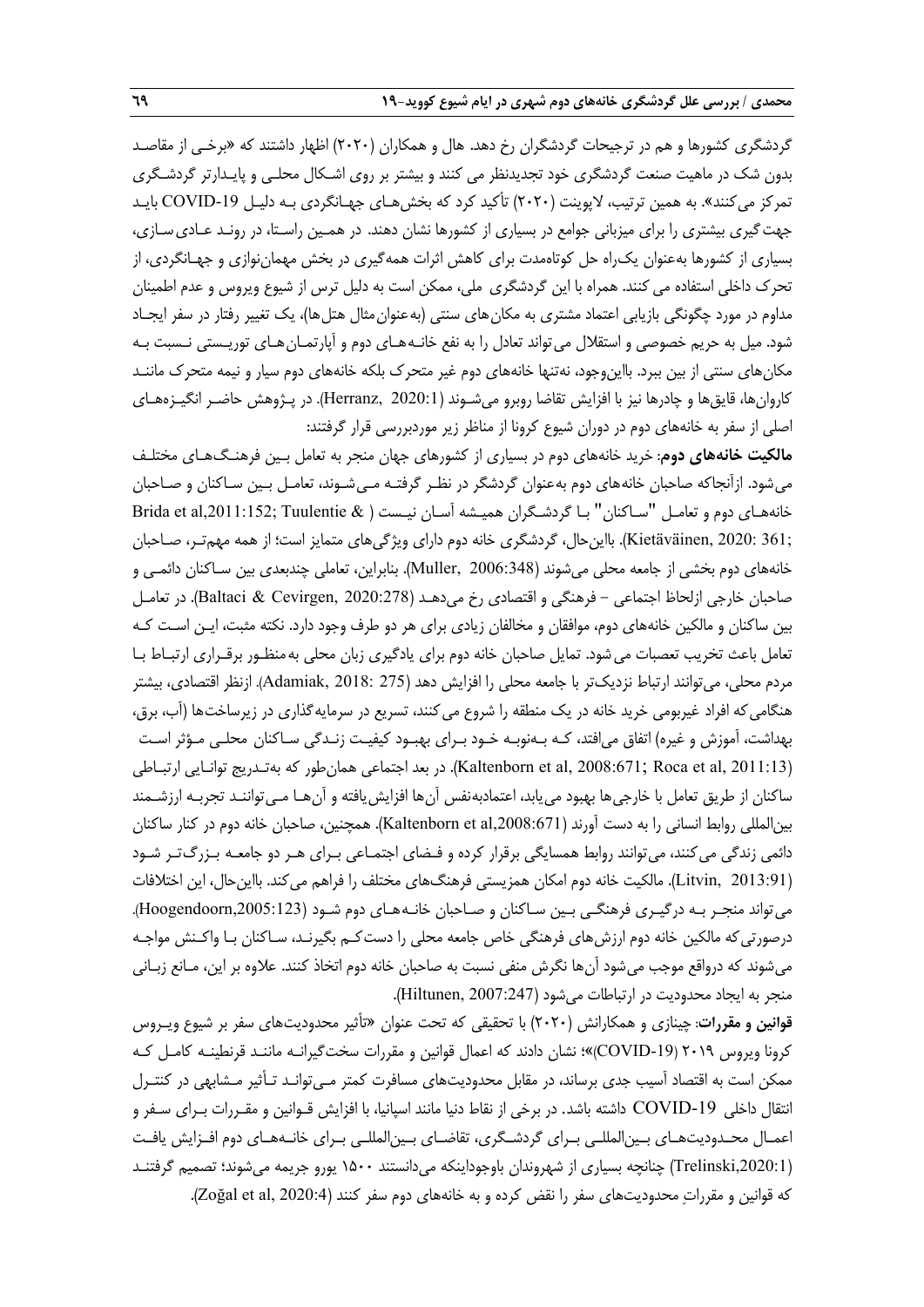گردشگری کشورها و هم در ترجیحات گردشگران رخ دهد. هال و همکاران (۲۰۲۰) اظهار داشتند که «برخی از مقاصد بدون شک در ماهیت صنعت گردشگری خود تجدیدنظر می کنند و بیشتر بر روی اشکال محلی و پایدارتر گردشگری تمرکز می‌کنند». به همین ترتیب، لاپوینت (۲۰۲۰) تأکید کرد که بخش‌های جهانگردی به دلیل COVID-19 باید جهت‌گیری بیشتری را برای میزبانی جوامع در بسیاری از کشورها نشان دهند. در همین راستا، در روند عادی‌سازی، بسیاری از کشورها به‌عنوان یک‌راه حل کوتاه‌مدت برای کاهش اثرات همه‌گیری در بخش مهمان‌نوازی و جهانگردی، از تحرک داخلی استفاده می کنند. همراه با این گردشگری ملی، ممکن است به دلیل ترس از شیوع ویروس و عدم اطمینان مداوم در مورد چگونگی بازیابی اعتماد مشتری به مکان‌های سنتی (به‌عنوان‌مثال هتل‌ها)، یک تغییر رفتار در سفر ایجاد شود. میل به حریم خصوصی و استقلال می‌تواند تعادل را به نفع خانه‌های دوم و آپارتمان‌های توریستی نسبت به مکان‌های سنتی از بین ببرد. بااین‌وجود، نه‌تنها خانه‌های دوم غیر متحرک بلکه خانه‌های دوم سیار و نیمه متحرک مانند کاروان‌ها، قایق‌ها و چادرها نیز با افزایش تقاضا روبرو می‌شوند (Herranz, 2020:1). در پژوهش حاضر انگیزه‌های اصلی از سفر به خانه‌های دوم در دوران شیوع کرونا از مناظر زیر موردبررسی قرار گرفتند:

**مالکیت خانه‌های دوم**: خرید خانه‌های دوم در بسیاری از کشورهای جهان منجر به تعامل بین فرهنگ‌های مختلف می‌شود. ازآنجاکه صاحبان خانه‌های دوم به‌عنوان گردشگر در نظر گرفته می‌شوند، تعامل بین ساکنان و صاحبان خانه‌های دوم و تعامل "ساکنان" با گردشگران همیشه آسان نیست ( Brida et al,2011:152; Tuulentie & Kietäväinen, 2020: 361;). بااین‌حال، گردشگری خانه دوم دارای ویژگی‌های متمایز است؛ از همه مهم‌تر، صاحبان خانه‌های دوم بخشی از جامعه محلی می‌شوند (Muller, 2006:348). بنابراین، تعاملی چندبعدی بین ساکنان دائمی و صاحبان خارجی ازلحاظ اجتماعی – فرهنگی و اقتصادی رخ می‌دهد (Baltaci & Cevirgen, 2020:278). در تعامل بین ساکنان و مالکین خانه‌های دوم، موافقان و مخالفان زیادی برای هر دو طرف وجود دارد. نکته مثبت، این است که تعامل باعث تخریب تعصبات می شود. تمایل صاحبان خانه دوم برای یادگیری زبان محلی به‌منظور برقراری ارتباط با مردم محلی، می‌توانند ارتباط نزدیک‌تر با جامعه محلی را افزایش دهد (Adamiak, 2018: 275). ازنظر اقتصادی، بیشتر هنگامی‌که افراد غیربومی خرید خانه در یک منطقه را شروع می کنند، تسریع در سرمایه‌گذاری در زیرساخت‌ها (آب، برق، بهداشت، آموزش و غیره) اتفاق می‌افتد، که به‌نوبه خود برای بهبود کیفیت زندگی ساکنان محلی مؤثر است (Kaltenborn et al, 2008:671; Roca et al, 2011:13). در بعد اجتماعی همان‌طور که به‌تدریج توانایی ارتباطی ساکنان از طریق تعامل با خارجی‌ها بهبود می‌یابد، اعتمادبه‌نفس آن‌ها افزایش‌یافته و آن‌ها می‌توانند تجربه ارزشمند بین‌المللی روابط انسانی را به دست آورند (Kaltenborn et al,2008:671). همچنین، صاحبان خانه دوم در کنار ساکنان دائمی زندگی می کنند، می‌توانند روابط همسایگی برقرار کرده و فضای اجتماعی برای هر دو جامعه بزرگ‌تر شود (Litvin, 2013:91). مالکیت خانه دوم امکان همزیستی فرهنگ‌های مختلف را فراهم می‌کند. بااین‌حال، این اختلافات می‌تواند منجر به درگیری فرهنگی بین ساکنان و صاحبان خانه‌های دوم شود (Hoogendoorn,2005:123). درصورتی‌که مالکین خانه دوم ارزش‌های فرهنگی خاص جامعه محلی را دست‌کم بگیرند، ساکنان با واکنش مواجه می‌شوند که درواقع موجب می‌شود آن‌ها نگرش منفی نسبت به صاحبان خانه دوم اتخاذ کنند. علاوه بر این، مانع زبانی منجر به ایجاد محدودیت در ارتباطات می‌شود (Hiltunen, 2007:247).

**قوانین و مقررات**: چینازی و همکارانش (۲۰۲۰) با تحقیقی که تحت عنوان «تأثیر محدودیت‌های سفر بر شیوع ویروس کرونا ویروس ۲۰۱۹ (COVID-19)»؛ نشان دادند که اعمال قوانین و مقررات سخت‌گیرانه مانند قرنطینه کامل که ممکن است به اقتصاد آسیب جدی برساند، در مقابل محدودیت‌های مسافرت کمتر می‌تواند تأثیر مشابهی در کنترل انتقال داخلی COVID-19 داشته باشد. در برخی از نقاط دنیا مانند اسپانیا، با افزایش قوانین و مقررات برای سفر و اعمال محدودیت‌های بین‌المللی برای گردشگری، تقاضای بین‌المللی برای خانه‌های دوم افزایش یافت (Trelinski,2020:1) چنانچه بسیاری از شهروندان باوجوداینکه می‌دانستند ۱۵۰۰ یورو جریمه می‌شوند؛ تصمیم گرفتند که قوانین و مقرراتِ محدودیت‌های سفر را نقض کرده و به خانه‌های دوم سفر کنند (Zoğal et al, 2020:4).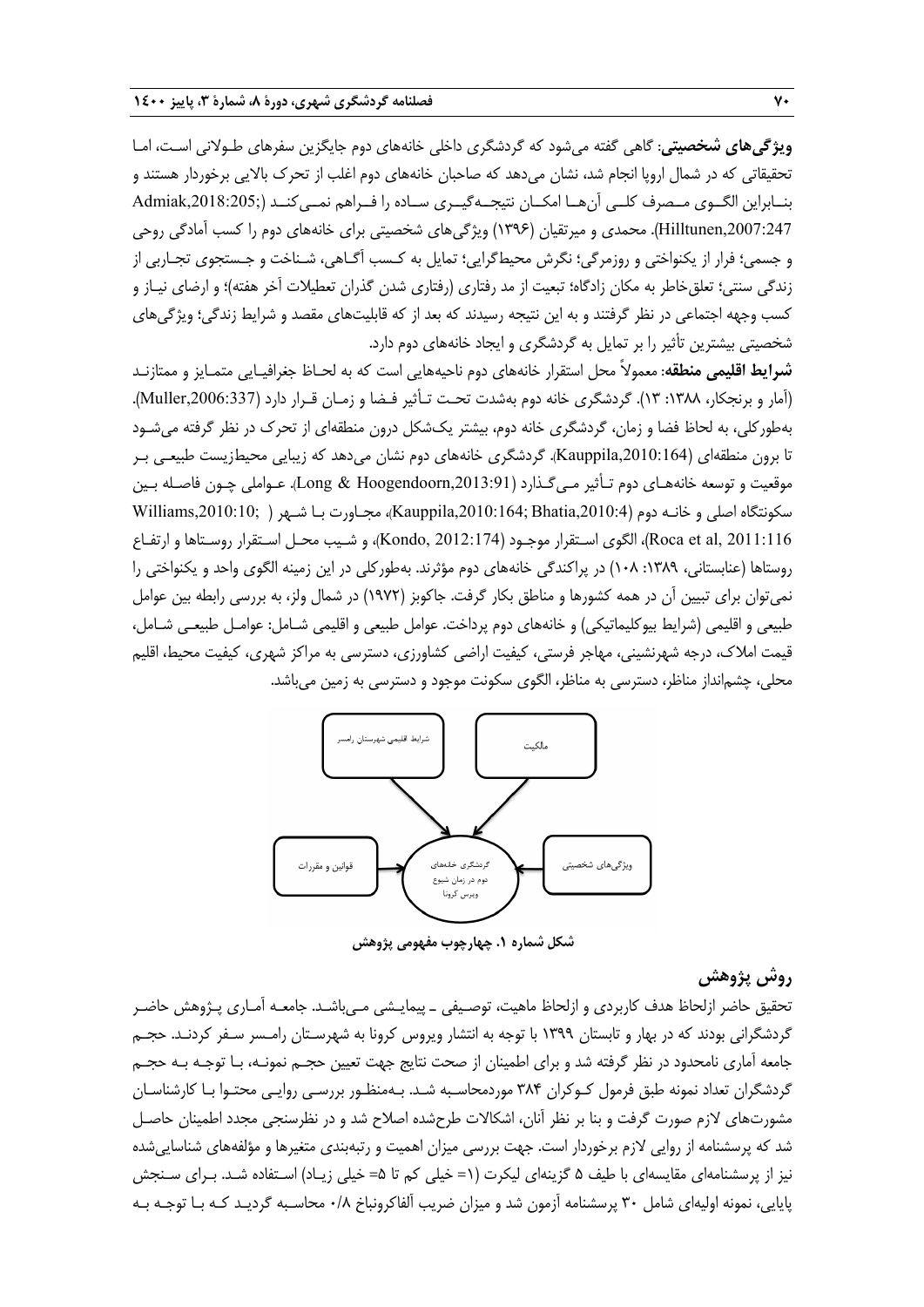**ویژگی‌های شخصیتی**: گاهی گفته می‌شود که گردشگری داخلی خانه‌های دوم جایگزین سفرهای طولانی است، اما تحقیقاتی که در شمال اروپا انجام شد، نشان می‌دهد که صاحبان خانه‌های دوم اغلب از تحرک بالایی برخوردار هستند و بنابراین الگوی مصرف کلی آن‌ها امکان نتیجه‌گیری ساده را فراهم نمی‌کند (Admiak,2018:205; Hilltunen,2007:247). محمدی و میرتقیان (۱۳۹۶) ویژگی‌های شخصیتی برای خانه‌های دوم را کسب آمادگی روحی و جسمی؛ فرار از یکنواختی و روزمرگی؛ نگرش محیط‌گرایی؛ تمایل به کسب آگاهی، شناخت و جستجوی تجاربی از زندگی سنتی؛ تعلق‌خاطر به مکان زادگاه؛ تبعیت از مد رفتاری (رفتاری شدن گذران تعطیلات آخر هفته)؛ و ارضای نیاز و کسب وجهه اجتماعی در نظر گرفتند و به این نتیجه رسیدند که بعد از که قابلیت‌های مقصد و شرایط زندگی؛ ویژگی‌های شخصیتی بیشترین تأثیر را بر تمایل به گردشگری و ایجاد خانه‌های دوم دارد.

**شرایط اقلیمی منطقه**: معمولاً محل استقرار خانه‌های دوم ناحیه‌هایی است که به لحاظ جغرافیایی متمایز و ممتازند (آمار و برنجکار، ۱۳۸۸: ۱۳). گردشگری خانه دوم به‌شدت تحت تأثیر فضا و زمان قرار دارد (Muller,2006:337). به‌طورکلی، به لحاظ فضا و زمان، گردشگری خانه دوم، بیشتر یک‌شکل درون منطقه‌ای از تحرک در نظر گرفته می‌شود تا برون منطقه‌ای (Kauppila,2010:164). گردشگری خانه‌های دوم نشان می‌دهد که زیبایی محیط‌زیست طبیعی بر موقعیت و توسعه خانه‌های دوم تأثیر می‌گذارد (Long & Hoogendoorn,2013:91). عواملی چون فاصله بین سکونتگاه اصلی و خانه دوم (Kauppila,2010:164; Bhatia,2010:4)، مجاورت با شهر ( ;Williams,2010:10 Roca et al, 2011:116)، الگوی استقرار موجود (Kondo, 2012:174)، و شیب محل استقرار روستاها و ارتفاع روستاها (عنابستانی، ۱۳۸۹: ۱۰۸) در پراکندگی خانه‌های دوم مؤثرند. به‌طورکلی در این زمینه الگوی واحد و یکنواختی را نمی‌توان برای تبیین آن در همه کشورها و مناطق بکار گرفت. جاکوبز (۱۹۷۲) در شمال ولز، به بررسی رابطه بین عوامل طبیعی و اقلیمی (شرایط بیوکلیماتیکی) و خانه‌های دوم پرداخت. عوامل طبیعی و اقلیمی شامل: عوامل طبیعی شامل، قیمت املاک، درجه شهرنشینی، مهاجر فرستی، کیفیت اراضی کشاورزی، دسترسی به مراکز شهری، کیفیت محیط، اقلیم محلی، چشم‌انداز مناظر، دسترسی به مناظر، الگوی سکونت موجود و دسترسی به زمین می‌باشد.

**شکل شماره ۱. چهارچوب مفهومی پژوهش**

## روش پژوهش

تحقیق حاضر ازلحاظ هدف کاربردی و ازلحاظ ماهیت، توصیفی ـ پیمایشی می‌باشد. جامعه آماری پژوهش حاضر گردشگرانی بودند که در بهار و تابستان ۱۳۹۹ با توجه به انتشار ویروس کرونا به شهرستان رامسر سفر کردند. حجم جامعه آماری نامحدود در نظر گرفته شد و برای اطمینان از صحت نتایج جهت تعیین حجم نمونه، با توجه به حجم گردشگران تعداد نمونه طبق فرمول کوکران ۳۸۴ موردمحاسبه شد. به‌منظور بررسی روایی محتوا با کارشناسان مشورت‌های لازم صورت گرفت و بنا بر نظر آنان، اشکالات طرح‌شده اصلاح شد و در نظرسنجی مجدد اطمینان حاصل شد که پرسشنامه از روایی لازم برخوردار است. جهت بررسی میزان اهمیت و رتبه‌بندی متغیرها و مؤلفه‌های شناسایی‌شده نیز از پرسشنامه‌ای مقایسه‌ای با طیف ۵ گزینه‌ای لیکرت (۱= خیلی کم تا ۵= خیلی زیاد) استفاده شد. برای سنجش پایایی، نمونه اولیه‌ای شامل ۳۰ پرسشنامه آزمون شد و میزان ضریب آلفاکرونباخ ۰/۸ محاسبه گردید که با توجه به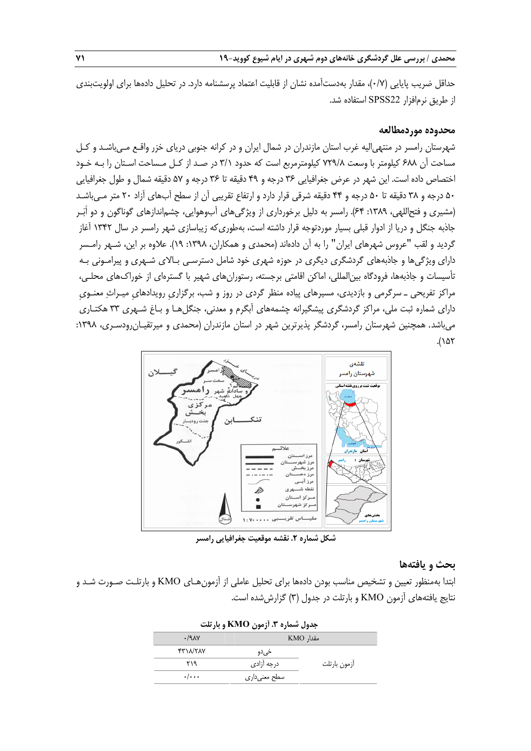حداقل ضریب پایایی (۰/۷)، مقدار به‌دست‌آمده نشان از قابلیت اعتماد پرسشنامه دارد. در تحلیل داده‌ها برای اولویت‌بندی از طریق نرم‌افزار SPSS22 استفاده شد.

## محدوده موردمطالعه

شهرستان رامسر در منتهی‌الیه غرب استان مازندران در شمال ایران و در کرانه جنوبی دریای خزر واقع می‌باشد و کل مساحت آن ۶۸۸ کیلومتر با وسعت ۷۲۹/۸ کیلومترمربع است که حدود ۳/۱ در صد از کل مساحت استان را به خود اختصاص داده است. این شهر در عرض جغرافیایی ۳۶ درجه و ۴۹ دقیقه تا ۳۶ درجه و ۵۷ دقیقه شمال و طول جغرافیایی ۵۰ درجه و ۳۸ دقیقه تا ۵۰ درجه و ۴۴ دقیقه شرقی قرار دارد و ارتفاع تقریبی آن از سطح آب‌های آزاد ۲۰ متر می‌باشد (مشیری و فتح‌اللهی، ۱۳۸۹: ۶۴). رامسر به دلیل برخورداری از ویژگی‌های آب‌وهوایی، چشم‌اندازهای گوناگون و دو اَبَر جاذبه جنگل و دریا از ادوار قبلی بسیار موردتوجه قرار داشته است، به‌طوری‌که زیباسازی شهر رامسر در سال ۱۳۴۲ آغاز گردید و لقب "عروس شهرهای ایران" را به آن داده‌اند (محمدی و همکاران، ۱۳۹۸: ۱۹). علاوه بر این، شهر رامسر دارای ویژگی‌ها و جاذبه‌های گردشگری دیگری در حوزه شهری خود شامل دسترسی بالای شهری و پیرامونی به تأسیسات و جاذبه‌ها، فرودگاه بین‌المللی، اماکن اقامتی برجسته، رستوران‌های شهیر با گستره‌ای از خوراک‌های محلی، مراکز تفریحی ـ سرگرمی و بازدیدی، مسیرهای پیاده منظر گردی در روز و شب، برگزاریِ رویدادهای میراثِ معنویِ دارای شماره ثبت ملی، مراکز گردشگری پیشگیرانه چشمه‌های آبگرم و معدنی، جنگل‌ها و باغ شهری ۳۳ هکتاری می‌باشد. همچنین شهرستان رامسر، گردشگر پذیرترین شهر در استان مازندران (محمدی و میرتقیان‌رودسری، ۱۳۹۸: ۱۵۲).

شکل شماره ۲. نقشه موقعیت جغرافیایی رامسر

## بحث و یافته‌ها

ابتدا به‌منظور تعیین و تشخیص مناسب بودن داده‌ها برای تحلیل عاملی از آزمون‌های KMO و بارتلت صورت شد و نتایج یافته‌های آزمون KMO و بارتلت در جدول (۳) گزارش‌شده است.

جدول شماره ۳. آزمون KMO و بارتلت

| مقدار KMO | | ۰/۹۸۷ |
|---|---|---|
| آزمون بارتلت | خی‌دو | ۴۳۱۸/۲۸۷ |
| | درجه آزادی | ۲۱۹ |
| | سطح معنی‌داری | ۰/۰۰۰ |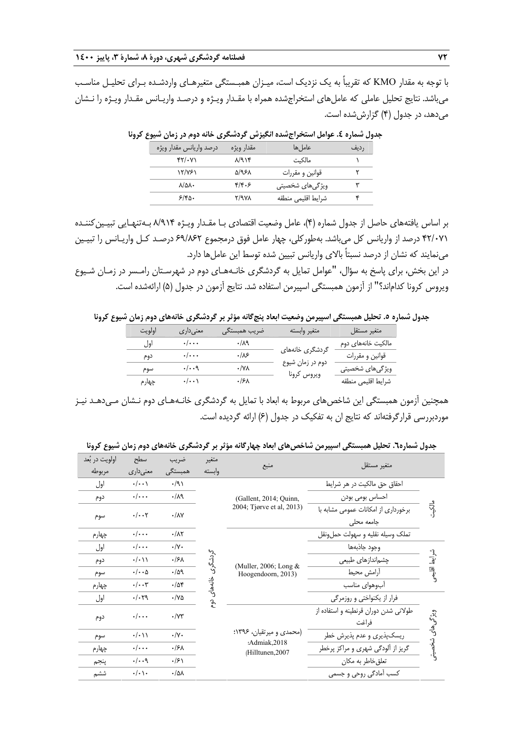با توجه به مقدار KMO که تقریباً به یک نزدیک است، میـزان همبـستگی متغیرهـای واردشـده بـرای تحلیـل مناسـب می‌باشد. نتایج تحلیل عاملی که عامل‌های استخراج‌شده همراه با مقـدار ویـژه و درصـد واریـانس مقـدار ویـژه را نـشان می‌دهد، در جدول (۴) گزارش‌شده است.

**جدول شماره ٤. عوامل استخراج‌شده انگیزش گردشگری خانه دوم در زمان شیوع کرونا**

| ردیف | عامل‌ها | مقدار ویژه | درصد واریانس مقدار ویژه |
|---|---|---|---|
| ۱ | مالکیت | ۸/۹۱۴ | ۴۲/۰۷۱ |
| ۲ | قوانین و مقررات | ۵/۹۶۸ | ۱۲/۷۶۱ |
| ۳ | ویژگی‌های شخصیتی | ۴/۴۰۶ | ۸/۵۸۰ |
| ۴ | شرایط اقلیمی منطقه | ۲/۹۷۸ | ۶/۴۵۰ |

بر اساس یافته‌های حاصل از جدول شماره (۴)، عامل وضعیت اقتصادی بـا مقـدار ویـژه ۸/۹۱۴ بـه‌تنهـایی تبیـین‌کننـده ۴۲/۰۷۱ درصد از واریانس کل می‌باشد. به‌طورکلی، چهار عامل فوق درمجموع ۶۹/۸۶۲ درصـد کـل واریـانس را تبیـین می‌نمایند که نشان از درصد نسبتاً بالای واریانس تبیین شده توسط این عامل‌ها دارد.

در این بخش، برای پاسخ به سؤال، "عوامل تمایل به گردشگری خانـه‌هـای دوم در شهرسـتان رامـسر در زمـان شـیوع ویروس کرونا کدام‌اند؟" از آزمون همبستگی اسپیرمن استفاده شد. نتایج آزمون در جدول (۵) ارائه‌شده است.

**جدول شماره ٥. تحلیل همبستگی اسپیرمن وضعیت ابعاد پنج‌گانه مؤثر بر گردشگری خانه‌های دوم زمان شیوع کرونا**

| متغیر مستقل | متغیر وابسته | ضریب همبستگی | معنی‌داری | اولویت |
|---|---|---|---|---|
| مالکیت خانه‌های دوم | گردشگری خانه‌های دوم در زمان شیوع ویروس کرونا | ۰/۸۹ | ۰/۰۰۰ | اول |
| قوانین و مقررات | | ۰/۸۶ | ۰/۰۰۰ | دوم |
| ویژگی‌های شخصیتی | | ۰/۷۸ | ۰/۰۰۹ | سوم |
| شرایط اقلیمی منطقه | | ۰/۶۸ | ۰/۰۰۱ | چهارم |

همچنین آزمون همبستگی این شاخص‌های مربوط به ابعاد با تمایل به گردشگری خانـه‌هـای دوم نـشان مـی‌دهـد نیـز موردبررسی قرارگرفته‌اند که نتایج ان به تفکیک در جدول (۶) ارائه گردیده است.

**جدول شماره٦. تحلیل همبستگی اسپیرمن شاخص‌های ابعاد چهارگانه مؤثر بر گردشگری خانه‌های دوم زمان شیوع کرونا**

| | متغیر مستقل | منبع | متغیر وابسته | ضریب همبستگی | سطح معنی‌داری | اولویت در بُعد مربوطه |
|---|---|---|---|---|---|---|
| مالکیت | احقاق حق مالکیت در هر شرایط | (Gallent, 2014; Quinn, 2004; Tjørve et al, 2013) | گردشگری خانه‌های دوم | ۰/۹۱ | ۰/۰۰۱ | اول |
| | احساس بومی بودن | | | ۰/۸۹ | ۰/۰۰۰ | دوم |
| | برخورداری از امکانات عمومی مشابه با جامعه محلی | | | ۰/۸۷ | ۰/۰۰۲ | سوم |
| | تملک وسیله نقلیه و سهولت حمل‌ونقل | | | ۰/۸۲ | ۰/۰۰۰ | چهارم |
| شرایط اقلیمی | وجود جاذبه‌ها | (Muller, 2006; Long & Hoogendoorn, 2013) | | ۰/۷۰ | ۰/۰۰۰ | اول |
| | چشم‌اندازهای طبیعی | | | ۰/۶۸ | ۰/۰۱۱ | دوم |
| | آرامش محیط | | | ۰/۵۹ | ۰/۰۰۵ | سوم |
| | آب‌وهوای مناسب | | | ۰/۵۴ | ۰/۰۰۳ | چهارم |
| ویژگی‌های شخصیتی | فرار از یکنواختی و روزمرگی | (محمدی و میرتقیان، ۱۳۹۶؛ Admiak,2018؛ Hilltunen,2007) | | ۰/۷۵ | ۰/۰۲۹ | اول |
| | طولانی شدن دوران قرنطینه و استفاده از فراغت | | | ۰/۷۳ | ۰/۰۰۰ | دوم |
| | ریسک‌پذیری و عدم پذیرش خطر | | | ۰/۷۰ | ۰/۰۱۱ | سوم |
| | گریز از آلودگی شهری و مراکز پرخطر | | | ۰/۶۸ | ۰/۰۰۰ | چهارم |
| | تعلق‌خاطر به مکان | | | ۰/۶۱ | ۰/۰۰۹ | پنجم |
| | کسب آمادگی روحی و جسمی | | | ۰/۵۸ | ۰/۰۱۰ | ششم |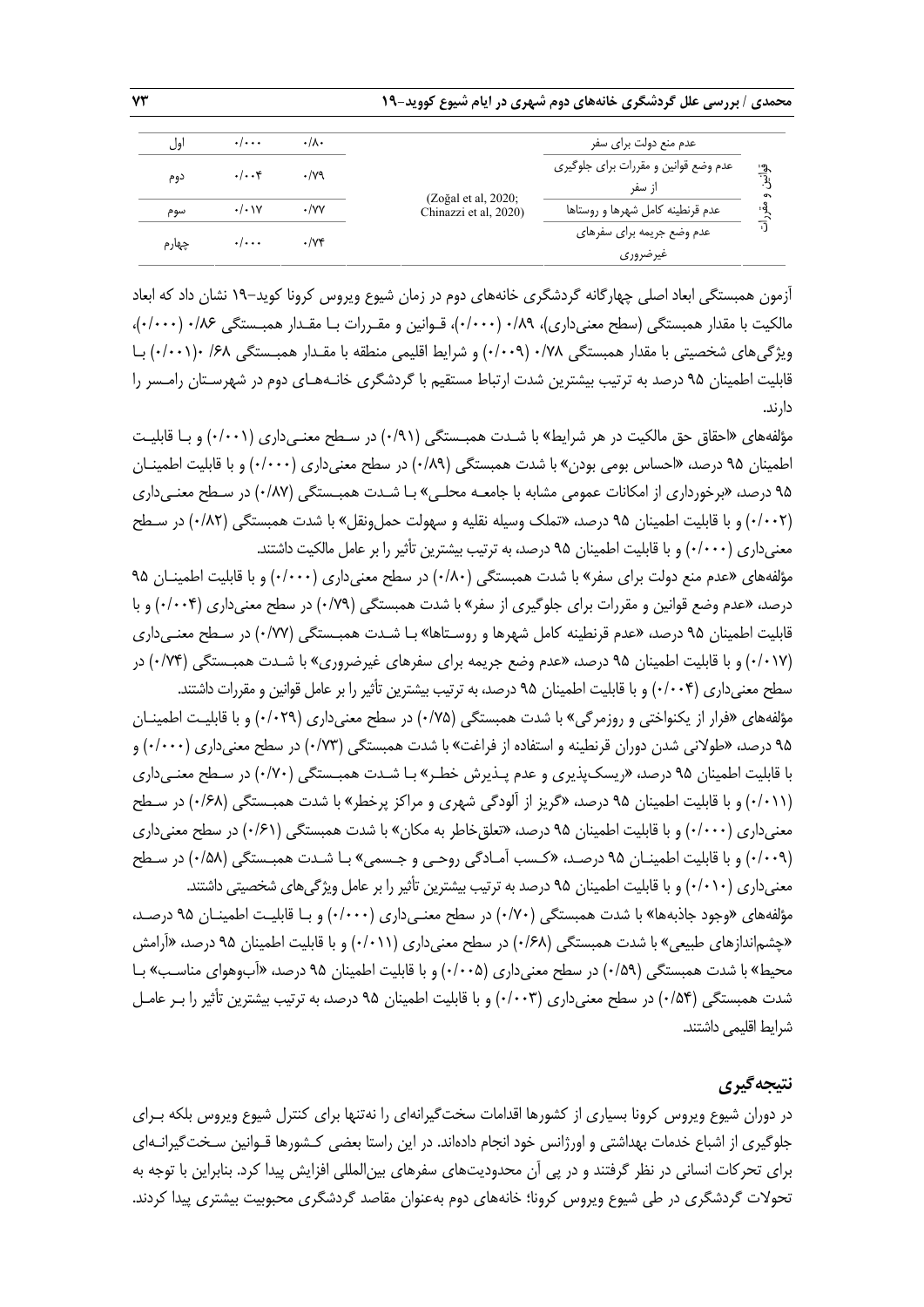| | | | | | |
|---|---|---|---|---|---|
| قوانین و مقررات | عدم منع دولت برای سفر | (Zoğal et al, 2020; Chinazzi et al, 2020) | ۰/۸۰ | ۰/۰۰۰ | اول |
| | عدم وضع قوانین و مقررات برای جلوگیری از سفر | | ۰/۷۹ | ۰/۰۰۴ | دوم |
| | عدم قرنطینه کامل شهرها و روستاها | | ۰/۷۷ | ۰/۰۱۷ | سوم |
| | عدم وضع جریمه برای سفرهای غیرضروری | | ۰/۷۴ | ۰/۰۰۰ | چهارم |

آزمون همبستگی ابعاد اصلی چهارگانه گردشگری خانه‌های دوم در زمان شیوع ویروس کرونا کوید-۱۹ نشان داد که ابعاد مالکیت با مقدار همبستگی (سطح معنی‌داری)، ۰/۸۹ (۰/۰۰۰)، قوانین و مقررات با مقدار همبستگی ۰/۸۶ (۰/۰۰۰)، ویژگی‌های شخصیتی با مقدار همبستگی ۰/۷۸ (۰/۰۰۹) و شرایط اقلیمی منطقه با مقدار همبستگی ۰/۶۸ (۰/۰۰۱) با قابلیت اطمینان ۹۵ درصد به ترتیب بیشترین شدت ارتباط مستقیم با گردشگری خانه‌های دوم در شهرستان رامسر را دارند.

مؤلفه‌های «احقاق حق مالکیت در هر شرایط» با شدت همبستگی (۰/۹۱) در سطح معنی‌داری (۰/۰۰۱) و با قابلیت اطمینان ۹۵ درصد، «احساس بومی بودن» با شدت همبستگی (۰/۸۹) در سطح معنی‌داری (۰/۰۰۰) و با قابلیت اطمینان ۹۵ درصد، «برخورداری از امکانات عمومی مشابه با جامعه محلی» با شدت همبستگی (۰/۸۷) در سطح معنی‌داری (۰/۰۰۲) و با قابلیت اطمینان ۹۵ درصد، «تملک وسیله نقلیه و سهولت حمل‌ونقل» با شدت همبستگی (۰/۸۲) در سطح معنی‌داری (۰/۰۰۰) و با قابلیت اطمینان ۹۵ درصد، به ترتیب بیشترین تأثیر را بر عامل مالکیت داشتند.

مؤلفه‌های «عدم منع دولت برای سفر» با شدت همبستگی (۰/۸۰) در سطح معنی‌داری (۰/۰۰۰) و با قابلیت اطمینان ۹۵ درصد، «عدم وضع قوانین و مقررات برای جلوگیری از سفر» با شدت همبستگی (۰/۷۹) در سطح معنی‌داری (۰/۰۰۴) و با قابلیت اطمینان ۹۵ درصد، «عدم قرنطینه کامل شهرها و روستاها» با شدت همبستگی (۰/۷۷) در سطح معنی‌داری (۰/۰۱۷) و با قابلیت اطمینان ۹۵ درصد، «عدم وضع جریمه برای سفرهای غیرضروری» با شدت همبستگی (۰/۷۴) در سطح معنی‌داری (۰/۰۰۴) و با قابلیت اطمینان ۹۵ درصد، به ترتیب بیشترین تأثیر را بر عامل قوانین و مقررات داشتند.

مؤلفه‌های «فرار از یکنواختی و روزمرگی» با شدت همبستگی (۰/۷۵) در سطح معنی‌داری (۰/۰۲۹) و با قابلیت اطمینان ۹۵ درصد، «طولانی شدن دوران قرنطینه و استفاده از فراغت» با شدت همبستگی (۰/۷۳) در سطح معنی‌داری (۰/۰۰۰) و با قابلیت اطمینان ۹۵ درصد، «ریسک‌پذیری و عدم پذیرش خطر» با شدت همبستگی (۰/۷۰) در سطح معنی‌داری (۰/۰۱۱) و با قابلیت اطمینان ۹۵ درصد، «گریز از آلودگی شهری و مراکز پرخطر» با شدت همبستگی (۰/۶۸) در سطح معنی‌داری (۰/۰۰۰) و با قابلیت اطمینان ۹۵ درصد، «تعلق‌خاطر به مکان» با شدت همبستگی (۰/۶۱) در سطح معنی‌داری (۰/۰۰۹) و با قابلیت اطمینان ۹۵ درصد، «کسب آمادگی روحی و جسمی» با شدت همبستگی (۰/۵۸) در سطح معنی‌داری (۰/۰۱۰) و با قابلیت اطمینان ۹۵ درصد به ترتیب بیشترین تأثیر را بر عامل ویژگی‌های شخصیتی داشتند.

مؤلفه‌های «وجود جاذبه‌ها» با شدت همبستگی (۰/۷۰) در سطح معنی‌داری (۰/۰۰۰) و با قابلیت اطمینان ۹۵ درصد، «چشم‌اندازهای طبیعی» با شدت همبستگی (۰/۶۸) در سطح معنی‌داری (۰/۰۱۱) و با قابلیت اطمینان ۹۵ درصد، «آرامش محیط» با شدت همبستگی (۰/۵۹) در سطح معنی‌داری (۰/۰۰۵) و با قابلیت اطمینان ۹۵ درصد، «آب‌وهوای مناسب» با شدت همبستگی (۰/۵۴) در سطح معنی‌داری (۰/۰۰۳) و با قابلیت اطمینان ۹۵ درصد، به ترتیب بیشترین تأثیر را بر عامل شرایط اقلیمی داشتند.

## نتیجه‌گیری

در دوران شیوع ویروس کرونا بسیاری از کشورها اقدامات سخت‌گیرانه‌ای را نه‌تنها برای کنترل شیوع ویروس بلکه برای جلوگیری از اشباع خدمات بهداشتی و اورژانس خود انجام داده‌اند. در این راستا بعضی کشورها قوانین سخت‌گیرانه‌ای برای تحرکات انسانی در نظر گرفتند و در پی آن محدودیت‌های سفرهای بین‌المللی افزایش پیدا کرد. بنابراین با توجه به تحولات گردشگری در طی شیوع ویروس کرونا؛ خانه‌های دوم به‌عنوان مقاصد گردشگری محبوبیت بیشتری پیدا کردند.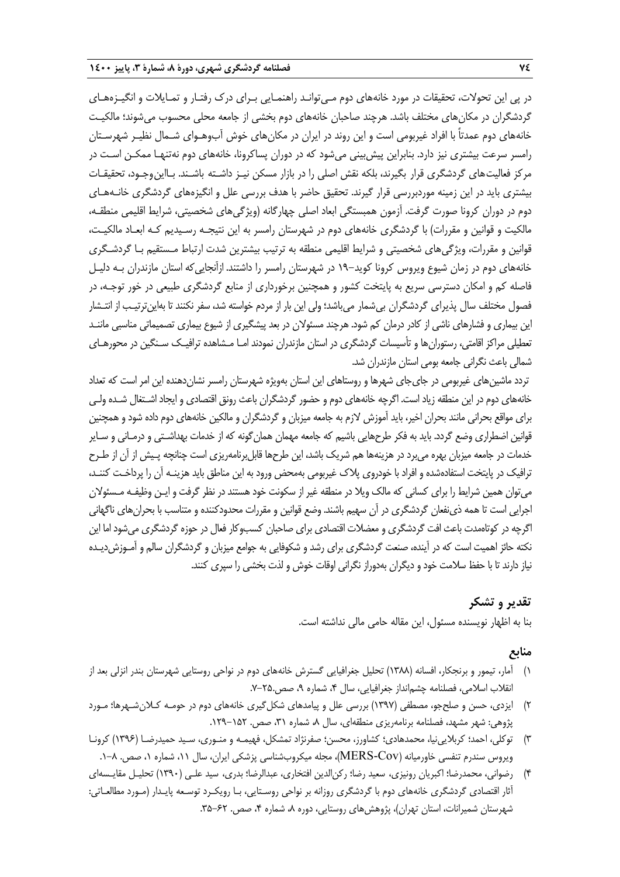در پی این تحولات، تحقیقات در مورد خانه‌های دوم می‌تواند راهنمایی برای درک رفتار و تمایلات و انگیزه‌های گردشگران در مکان‌های مختلف باشد. هرچند صاحبان خانه‌های دوم بخشی از جامعه محلی محسوب می‌شوند؛ مالکیت خانه‌های دوم عمدتاً با افراد غیربومی است و این روند در ایران در مکان‌های خوش آب‌وهوای شمال نظیر شهرستان رامسر سرعت بیشتری نیز دارد. بنابراین پیش‌بینی می‌شود که در دوران پساکرونا، خانه‌های دوم نه‌تنها ممکن است در مرکز فعالیت‌های گردشگری قرار بگیرند، بلکه نقش اصلی را در بازار مسکن نیز داشته باشند. بااین‌وجود، تحقیقات بیشتری باید در این زمینه موردبررسی قرار گیرند. تحقیق حاضر با هدف بررسی علل و انگیزه‌های گردشگری خانه‌های دوم در دوران کرونا صورت گرفت. آزمون همبستگی ابعاد اصلی چهارگانه (ویژگی‌های شخصیتی، شرایط اقلیمی منطقه، مالکیت و قوانین و مقررات) با گردشگری خانه‌های دوم در شهرستان رامسر به این نتیجه رسیدیم که ابعاد مالکیت، قوانین و مقررات، ویژگی‌های شخصیتی و شرایط اقلیمی منطقه به ترتیب بیشترین شدت ارتباط مستقیم با گردشگری خانه‌های دوم در زمان شیوع ویروس کرونا کوید-۱۹ در شهرستان رامسر را داشتند. ازآنجایی‌که استان مازندران به دلیل فاصله کم و امکان دسترسی سریع به پایتخت کشور و همچنین برخورداری از منابع گردشگری طبیعی در خور توجه، در فصول مختلف سال پذیرای گردشگران بی‌شمار می‌باشد؛ ولی این بار از مردم خواسته شد، سفر نکنند تا به‌این‌ترتیب از انتشار این بیماری و فشارهای ناشی از کادر درمان کم شود. هرچند مسئولان در بعد پیشگیری از شیوع بیماری تصمیماتی مناسبی مانند تعطیلی مراکز اقامتی، رستوران‌ها و تأسیسات گردشگری در استان مازندران نمودند اما مشاهده ترافیک سنگین در محورهای شمالی باعث نگرانی جامعه بومی استان مازندران شد.

تردد ماشین‌های غیربومی در جای‌جای شهرها و روستاهای این استان به‌ویژه شهرستان رامسر نشان‌دهنده این امر است که تعداد خانه‌های دوم در این منطقه زیاد است. اگرچه خانه‌های دوم و حضور گردشگران باعث رونق اقتصادی و ایجاد اشتغال شده ولی برای مواقع بحرانی مانند بحران اخیر، باید آموزش لازم به جامعه میزبان و گردشگران و مالکین خانه‌های دوم داده شود و همچنین قوانین اضطراری وضع گردد. باید به فکر طرح‌هایی باشیم که جامعه مهمان همان‌گونه که از خدمات بهداشتی و درمانی و سایر خدمات در جامعه میزبان بهره می‌برد در هزینه‌ها هم شریک باشد، این طرح‌ها قابل‌برنامه‌ریزی است چنانچه پیش از آن از طرح ترافیک در پایتخت استفاده‌شده و افراد با خودروی پلاک غیربومی به‌محض ورود به این مناطق باید هزینه آن را پرداخت کنند، می‌توان همین شرایط را برای کسانی که مالک ویلا در منطقه غیر از سکونت خود هستند در نظر گرفت و این وظیفه مسئولان اجرایی است تا همه ذی‌نفعان گردشگری در آن سهیم باشند. وضع قوانین و مقررات محدودکننده و متناسب با بحران‌های ناگهانی اگرچه در کوتاه‌مدت باعث افت گردشگری و معضلات اقتصادی برای صاحبان کسب‌وکار فعال در حوزه گردشگری می‌شود اما این نکته حائز اهمیت است که در آینده، صنعت گردشگری برای رشد و شکوفایی به جوامع میزبان و گردشگران سالم و آموزش‌دیده نیاز دارند تا با حفظ سلامت خود و دیگران به‌دوراز نگرانی اوقات خوش و لذت بخشی را سپری کنند.

## تقدیر و تشکر

بنا به اظهار نویسنده مسئول، این مقاله حامی مالی نداشته است.

## منابع

۱) آمار، تیمور و برنجکار، افسانه (۱۳۸۸) تحلیل جغرافیایی گسترش خانه‌های دوم در نواحی روستایی شهرستان بندر انزلی بعد از انقلاب اسلامی، فصلنامه چشم‌انداز جغرافیایی، سال ۴، شماره ۹، صص.۲۵-۷.

۲) ایزدی، حسن و صلح‌جو، مصطفی (۱۳۹۷) بررسی علل و پیامدهای شکل‌گیری خانه‌های دوم در حومه کلان‌شهرها؛ مورد پژوهی: شهر مشهد، فصلنامه برنامه‌ریزی منطقه‌ای، سال ۸، شماره ۳۱، صص. ۱۵۲-۱۲۹.

۳) توکلی، احمد؛ کربلایی‌نیا، محمدهادی؛ کشاورز، محسن؛ صفرنژاد تمشکل، فهیمه و منوری، سید حمیدرضا (۱۳۹۶) کرونا ویروس سندرم تنفسی خاورمیانه (MERS-Cov)، مجله میکروب‌شناسی پزشکی ایران، سال ۱۱، شماره ۱، صص. ۸-۱.

۴) رضوانی، محمدرضا؛ اکبریان رونیزی، سعید رضا؛ رکن‌الدین افتخاری، عبدالرضا؛ بدری، سید علی (۱۳۹۰) تحلیل مقایسه‌ای آثار اقتصادی گردشگری خانه‌های دوم با گردشگری روزانه بر نواحی روستایی، با رویکرد توسعه پایدار (مورد مطالعاتی: شهرستان شمیرانات، استان تهران)، پژوهش‌های روستایی، دوره ۸، شماره ۴، صص. ۶۲-۳۵.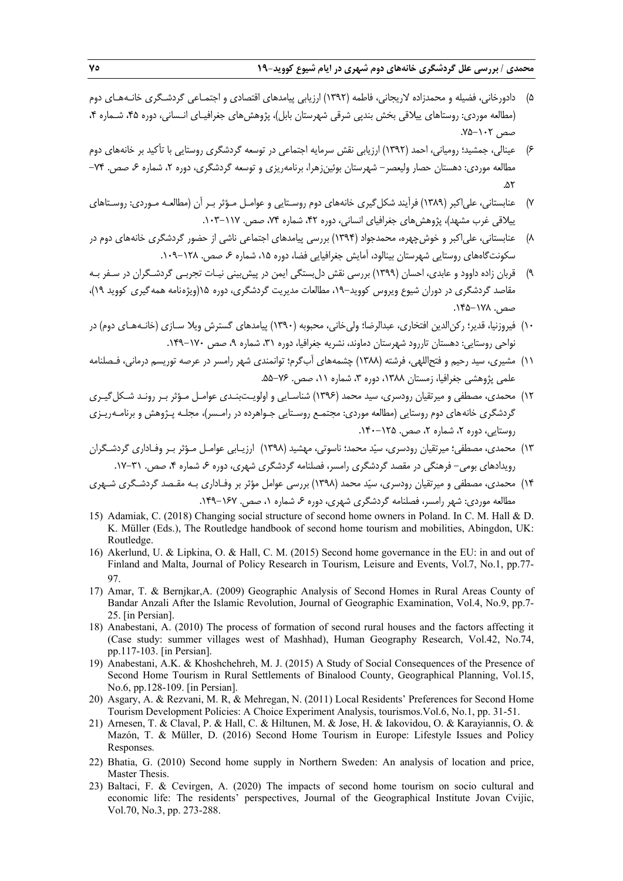۵) دادورخانی، فضیله و محمدزاده لاریجانی، فاطمه (۱۳۹۲) ارزیابی پیامدهای اقتصادی و اجتماعی گردشگری خانه‌های دوم (مطالعه موردی: روستاهای ییلاقی بخش بندپی شرقی شهرستان بابل)، پژوهش‌های جغرافیای انسانی، دوره ۴۵، شماره ۴، صص ۱۰۲-۷۵.

۶) عینالی، جمشید؛ رومیانی، احمد (۱۳۹۲) ارزیابی نقش سرمایه اجتماعی در توسعه گردشگری روستایی با تأکید بر خانه‌های دوم مطالعه موردی: دهستان حصار ولیعصر- شهرستان بوئین‌زهرا، برنامه‌ریزی و توسعه گردشگری، دوره ۲، شماره ۶، صص. ۷۴-۵۲.

۷) عنابستانی، علی‌اکبر (۱۳۸۹) فرآیند شکل‌گیری خانه‌های دوم روستایی و عوامل مؤثر بر آن (مطالعه موردی: روستاهای ییلاقی غرب مشهد)، پژوهش‌های جغرافیای انسانی، دوره ۴۲، شماره ۷۴، صص. ۱۱۷-۱۰۳.

۸) عنابستانی، علی‌اکبر و خوش‌چهره، محمدجواد (۱۳۹۴) بررسی پیامدهای اجتماعی ناشی از حضور گردشگری خانه‌های دوم در سکونتگاه‌های روستایی شهرستان بینالود، آمایش جغرافیایی فضا، دوره ۱۵، شماره ۶، صص. ۱۲۸-۱۰۹.

۹) قربان زاده داوود و عابدی، احسان (۱۳۹۹) بررسی نقش دل‌بستگی ایمن در پیش‌بینی نیات تجربی گردشگران در سفر به مقاصد گردشگری در دوران شیوع ویروس کووید-۱۹، مطالعات مدیریت گردشگری، دوره ۱۵(ویژه‌نامه همه‌گیری کووید ۱۹)، صص. ۱۷۸-۱۴۵.

۱۰) فیروزنیا، قدیر؛ رکن‌الدین افتخاری، عبدالرضا؛ ولی‌خانی، محبوبه (۱۳۹۰) پیامدهای گسترش ویلا سازی (خانه‌های دوم) در نواحی روستایی: دهستان تاررود شهرستان دماوند، نشریه جغرافیا، دوره ۳۱، شماره ۹، صص ۱۷۰-۱۴۹.

۱۱) مشیری، سید رحیم و فتح‌اللهی، فرشته (۱۳۸۸) چشمه‌های آب‌گرم؛ توانمندی شهر رامسر در عرصه توریسم درمانی، فصلنامه علمی پژوهشی جغرافیا، زمستان ۱۳۸۸، دوره ۳، شماره ۱۱، صص. ۷۶-۵۵.

۱۲) محمدی، مصطفی و میرتقیان رودسری، سید محمد (۱۳۹۶) شناسایی و اولویت‌بندی عوامل مؤثر بر روند شکل‌گیری گردشگری خانه‌های دوم روستایی (مطالعه موردی: مجتمع روستایی جواهرده در رامسر)، مجله پژوهش و برنامه‌ریزی روستایی، دوره ۲، شماره ۲، صص. ۱۲۵-۱۴۰.

۱۳) محمدی، مصطفی؛ میرتقیان رودسری، سیّد محمد؛ ناسوتی، مهشید (۱۳۹۸) ارزیابی عوامل مؤثر بر وفاداری گردشگران رویدادهای بومی- فرهنگی در مقصد گردشگری رامسر، فصلنامه گردشگری شهری، دوره ۶، شماره ۴، صص. ۳۱-۱۷.

۱۴) محمدی، مصطفی و میرتقیان رودسری، سیّد محمد (۱۳۹۸) بررسی عوامل مؤثر بر وفاداری به مقصد گردشگری شهری مطالعه موردی: شهر رامسر، فصلنامه گردشگری شهری، دوره ۶، شماره ۱، صص. ۱۶۷-۱۴۹.

15) Adamiak, C. (2018) Changing social structure of second home owners in Poland. In C. M. Hall & D. K. Müller (Eds.), The Routledge handbook of second home tourism and mobilities, Abingdon, UK: Routledge.

16) Akerlund, U. & Lipkina, O. & Hall, C. M. (2015) Second home governance in the EU: in and out of Finland and Malta, Journal of Policy Research in Tourism, Leisure and Events, Vol.7, No.1, pp.77-97.

17) Amar, T. & Bernjkar,A. (2009) Geographic Analysis of Second Homes in Rural Areas County of Bandar Anzali After the Islamic Revolution, Journal of Geographic Examination, Vol.4, No.9, pp.7-25. [in Persian].

18) Anabestani, A. (2010) The process of formation of second rural houses and the factors affecting it (Case study: summer villages west of Mashhad), Human Geography Research, Vol.42, No.74, pp.117-103. [in Persian].

19) Anabestani, A.K. & Khoshchehreh, M. J. (2015) A Study of Social Consequences of the Presence of Second Home Tourism in Rural Settlements of Binalood County, Geographical Planning, Vol.15, No.6, pp.128-109. [in Persian].

20) Asgary, A. & Rezvani, M. R, & Mehregan, N. (2011) Local Residents' Preferences for Second Home Tourism Development Policies: A Choice Experiment Analysis, tourismos.Vol.6, No.1, pp. 31-51.

21) Arnesen, T. & Claval, P. & Hall, C. & Hiltunen, M. & Jose, H. & Iakovidou, O. & Karayiannis, O. & Mazón, T. & Müller, D. (2016) Second Home Tourism in Europe: Lifestyle Issues and Policy Responses.

22) Bhatia, G. (2010) Second home supply in Northern Sweden: An analysis of location and price, Master Thesis.

23) Baltaci, F. & Cevirgen, A. (2020) The impacts of second home tourism on socio cultural and economic life: The residents' perspectives, Journal of the Geographical Institute Jovan Cvijic, Vol.70, No.3, pp. 273-288.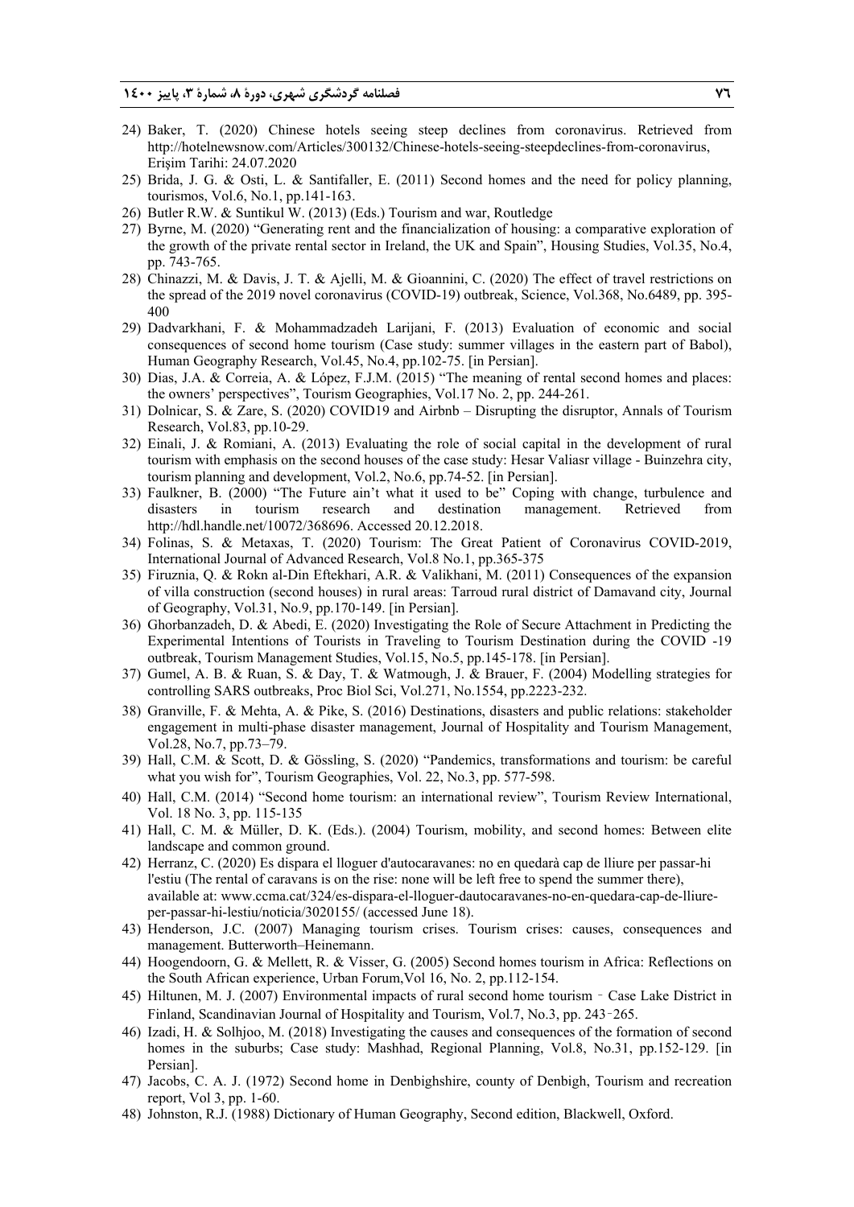24) Baker, T. (2020) Chinese hotels seeing steep declines from coronavirus. Retrieved from http://hotelnewsnow.com/Articles/300132/Chinese-hotels-seeing-steepdeclines-from-coronavirus, Erişim Tarihi: 24.07.2020
25) Brida, J. G. & Osti, L. & Santifaller, E. (2011) Second homes and the need for policy planning, tourismos, Vol.6, No.1, pp.141-163.
26) Butler R.W. & Suntikul W. (2013) (Eds.) Tourism and war, Routledge
27) Byrne, M. (2020) "Generating rent and the financialization of housing: a comparative exploration of the growth of the private rental sector in Ireland, the UK and Spain", Housing Studies, Vol.35, No.4, pp. 743-765.
28) Chinazzi, M. & Davis, J. T. & Ajelli, M. & Gioannini, C. (2020) The effect of travel restrictions on the spread of the 2019 novel coronavirus (COVID-19) outbreak, Science, Vol.368, No.6489, pp. 395-400
29) Dadvarkhani, F. & Mohammadzadeh Larijani, F. (2013) Evaluation of economic and social consequences of second home tourism (Case study: summer villages in the eastern part of Babol), Human Geography Research, Vol.45, No.4, pp.102-75. [in Persian].
30) Dias, J.A. & Correia, A. & López, F.J.M. (2015) "The meaning of rental second homes and places: the owners' perspectives", Tourism Geographies, Vol.17 No. 2, pp. 244-261.
31) Dolnicar, S. & Zare, S. (2020) COVID19 and Airbnb – Disrupting the disruptor, Annals of Tourism Research, Vol.83, pp.10-29.
32) Einali, J. & Romiani, A. (2013) Evaluating the role of social capital in the development of rural tourism with emphasis on the second houses of the case study: Hesar Valiasr village - Buinzehra city, tourism planning and development, Vol.2, No.6, pp.74-52. [in Persian].
33) Faulkner, B. (2000) "The Future ain't what it used to be" Coping with change, turbulence and disasters in tourism research and destination management. Retrieved from http://hdl.handle.net/10072/368696. Accessed 20.12.2018.
34) Folinas, S. & Metaxas, T. (2020) Tourism: The Great Patient of Coronavirus COVID-2019, International Journal of Advanced Research, Vol.8 No.1, pp.365-375
35) Firuznia, Q. & Rokn al-Din Eftekhari, A.R. & Valikhani, M. (2011) Consequences of the expansion of villa construction (second houses) in rural areas: Tarroud rural district of Damavand city, Journal of Geography, Vol.31, No.9, pp.170-149. [in Persian].
36) Ghorbanzadeh, D. & Abedi, E. (2020) Investigating the Role of Secure Attachment in Predicting the Experimental Intentions of Tourists in Traveling to Tourism Destination during the COVID -19 outbreak, Tourism Management Studies, Vol.15, No.5, pp.145-178. [in Persian].
37) Gumel, A. B. & Ruan, S. & Day, T. & Watmough, J. & Brauer, F. (2004) Modelling strategies for controlling SARS outbreaks, Proc Biol Sci, Vol.271, No.1554, pp.2223-232.
38) Granville, F. & Mehta, A. & Pike, S. (2016) Destinations, disasters and public relations: stakeholder engagement in multi-phase disaster management, Journal of Hospitality and Tourism Management, Vol.28, No.7, pp.73–79.
39) Hall, C.M. & Scott, D. & Gössling, S. (2020) "Pandemics, transformations and tourism: be careful what you wish for", Tourism Geographies, Vol. 22, No.3, pp. 577-598.
40) Hall, C.M. (2014) "Second home tourism: an international review", Tourism Review International, Vol. 18 No. 3, pp. 115-135
41) Hall, C. M. & Müller, D. K. (Eds.). (2004) Tourism, mobility, and second homes: Between elite landscape and common ground.
42) Herranz, C. (2020) Es dispara el lloguer d'autocaravanes: no en quedarà cap de lliure per passar-hi l'estiu (The rental of caravans is on the rise: none will be left free to spend the summer there), available at: www.ccma.cat/324/es-dispara-el-lloguer-dautocaravanes-no-en-quedara-cap-de-lliure-per-passar-hi-lestiu/noticia/3020155/ (accessed June 18).
43) Henderson, J.C. (2007) Managing tourism crises. Tourism crises: causes, consequences and management. Butterworth–Heinemann.
44) Hoogendoorn, G. & Mellett, R. & Visser, G. (2005) Second homes tourism in Africa: Reflections on the South African experience, Urban Forum,Vol 16, No. 2, pp.112-154.
45) Hiltunen, M. J. (2007) Environmental impacts of rural second home tourism ‐ Case Lake District in Finland, Scandinavian Journal of Hospitality and Tourism, Vol.7, No.3, pp. 243‐265.
46) Izadi, H. & Solhjoo, M. (2018) Investigating the causes and consequences of the formation of second homes in the suburbs; Case study: Mashhad, Regional Planning, Vol.8, No.31, pp.152-129. [in Persian].
47) Jacobs, C. A. J. (1972) Second home in Denbighshire, county of Denbigh, Tourism and recreation report, Vol 3, pp. 1-60.
48) Johnston, R.J. (1988) Dictionary of Human Geography, Second edition, Blackwell, Oxford.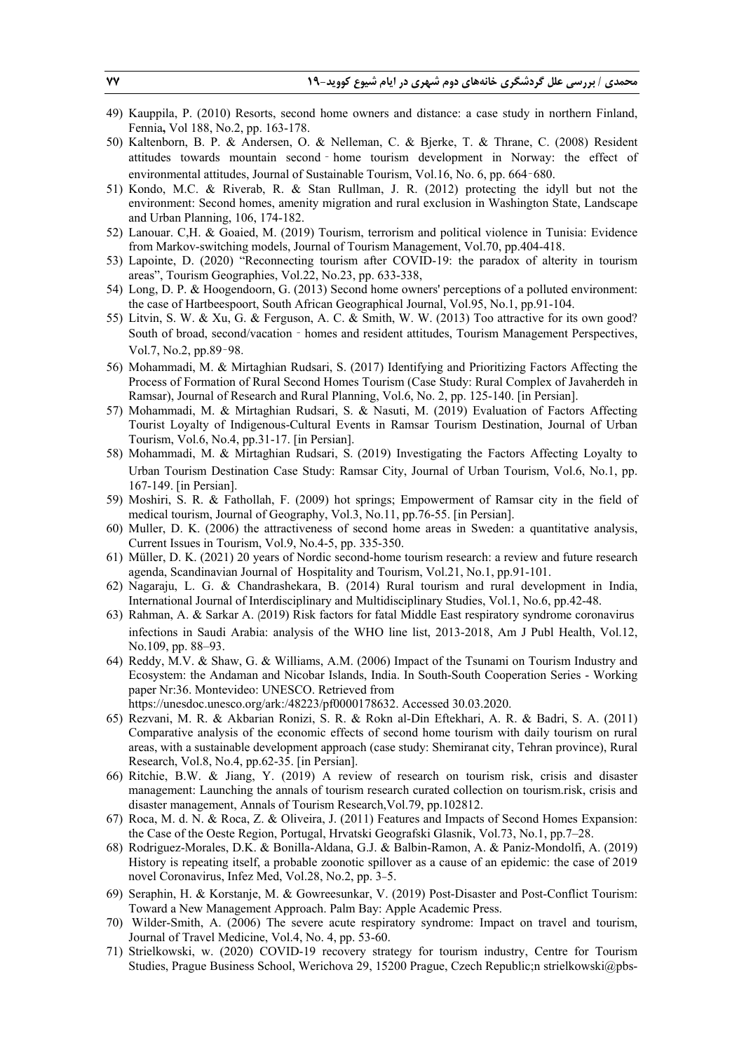49) Kauppila, P. (2010) Resorts, second home owners and distance: a case study in northern Finland, Fennia**,** Vol 188, No.2, pp. 163-178.
50) Kaltenborn, B. P. & Andersen, O. & Nelleman, C. & Bjerke, T. & Thrane, C. (2008) Resident attitudes towards mountain second‐home tourism development in Norway: the effect of environmental attitudes, Journal of Sustainable Tourism, Vol.16, No. 6, pp. 664‐680.
51) Kondo, M.C. & Riverab, R. & Stan Rullman, J. R. (2012) protecting the idyll but not the environment: Second homes, amenity migration and rural exclusion in Washington State, Landscape and Urban Planning, 106, 174-182.
52) Lanouar. C,H. & Goaied, M. (2019) Tourism, terrorism and political violence in Tunisia: Evidence from Markov-switching models, Journal of Tourism Management, Vol.70, pp.404-418.
53) Lapointe, D. (2020) "Reconnecting tourism after COVID-19: the paradox of alterity in tourism areas", Tourism Geographies, Vol.22, No.23, pp. 633-338,
54) Long, D. P. & Hoogendoorn, G. (2013) Second home owners' perceptions of a polluted environment: the case of Hartbeespoort, South African Geographical Journal, Vol.95, No.1, pp.91-104.
55) Litvin, S. W. & Xu, G. & Ferguson, A. C. & Smith, W. W. (2013) Too attractive for its own good? South of broad, second/vacation‐homes and resident attitudes, Tourism Management Perspectives, Vol.7, No.2, pp.89‐98.
56) Mohammadi, M. & Mirtaghian Rudsari, S. (2017) Identifying and Prioritizing Factors Affecting the Process of Formation of Rural Second Homes Tourism (Case Study: Rural Complex of Javaherdeh in Ramsar), Journal of Research and Rural Planning, Vol.6, No. 2, pp. 125-140. [in Persian].
57) Mohammadi, M. & Mirtaghian Rudsari, S. & Nasuti, M. (2019) Evaluation of Factors Affecting Tourist Loyalty of Indigenous-Cultural Events in Ramsar Tourism Destination, Journal of Urban Tourism, Vol.6, No.4, pp.31-17. [in Persian].
58) Mohammadi, M. & Mirtaghian Rudsari, S. (2019) Investigating the Factors Affecting Loyalty to Urban Tourism Destination Case Study: Ramsar City, Journal of Urban Tourism, Vol.6, No.1, pp. 167-149. [in Persian].
59) Moshiri, S. R. & Fathollah, F. (2009) hot springs; Empowerment of Ramsar city in the field of medical tourism, Journal of Geography, Vol.3, No.11, pp.76-55. [in Persian].
60) Muller, D. K. (2006) the attractiveness of second home areas in Sweden: a quantitative analysis, Current Issues in Tourism, Vol.9, No.4-5, pp. 335-350.
61) Müller, D. K. (2021) 20 years of Nordic second-home tourism research: a review and future research agenda, Scandinavian Journal of Hospitality and Tourism, Vol.21, No.1, pp.91-101.
62) Nagaraju, L. G. & Chandrashekara, B. (2014) Rural tourism and rural development in India, International Journal of Interdisciplinary and Multidisciplinary Studies, Vol.1, No.6, pp.42-48.
63) Rahman, A. & Sarkar A. (2019) Risk factors for fatal Middle East respiratory syndrome coronavirus infections in Saudi Arabia: analysis of the WHO line list, 2013-2018, Am J Publ Health, Vol.12, No.109, pp. 88–93.
64) Reddy, M.V. & Shaw, G. & Williams, A.M. (2006) Impact of the Tsunami on Tourism Industry and Ecosystem: the Andaman and Nicobar Islands, India. In South-South Cooperation Series - Working paper Nr:36. Montevideo: UNESCO. Retrieved from https://unesdoc.unesco.org/ark:/48223/pf0000178632. Accessed 30.03.2020.
65) Rezvani, M. R. & Akbarian Ronizi, S. R. & Rokn al-Din Eftekhari, A. R. & Badri, S. A. (2011) Comparative analysis of the economic effects of second home tourism with daily tourism on rural areas, with a sustainable development approach (case study: Shemiranat city, Tehran province), Rural Research, Vol.8, No.4, pp.62-35. [in Persian].
66) Ritchie, B.W. & Jiang, Y. (2019) A review of research on tourism risk, crisis and disaster management: Launching the annals of tourism research curated collection on tourism.risk, crisis and disaster management, Annals of Tourism Research,Vol.79, pp.102812.
67) Roca, M. d. N. & Roca, Z. & Oliveira, J. (2011) Features and Impacts of Second Homes Expansion: the Case of the Oeste Region, Portugal, Hrvatski Geografski Glasnik, Vol.73, No.1, pp.7–28.
68) Rodriguez-Morales, D.K. & Bonilla-Aldana, G.J. & Balbin-Ramon, A. & Paniz-Mondolfi, A. (2019) History is repeating itself, a probable zoonotic spillover as a cause of an epidemic: the case of 2019 novel Coronavirus, Infez Med, Vol.28, No.2, pp. 3–5.
69) Seraphin, H. & Korstanje, M. & Gowreesunkar, V. (2019) Post-Disaster and Post-Conflict Tourism: Toward a New Management Approach. Palm Bay: Apple Academic Press.
70) Wilder-Smith, A. (2006) The severe acute respiratory syndrome: Impact on travel and tourism, Journal of Travel Medicine, Vol.4, No. 4, pp. 53-60.
71) Strielkowski, w. (2020) COVID-19 recovery strategy for tourism industry, Centre for Tourism Studies, Prague Business School, Werichova 29, 15200 Prague, Czech Republic;n strielkowski@pbs-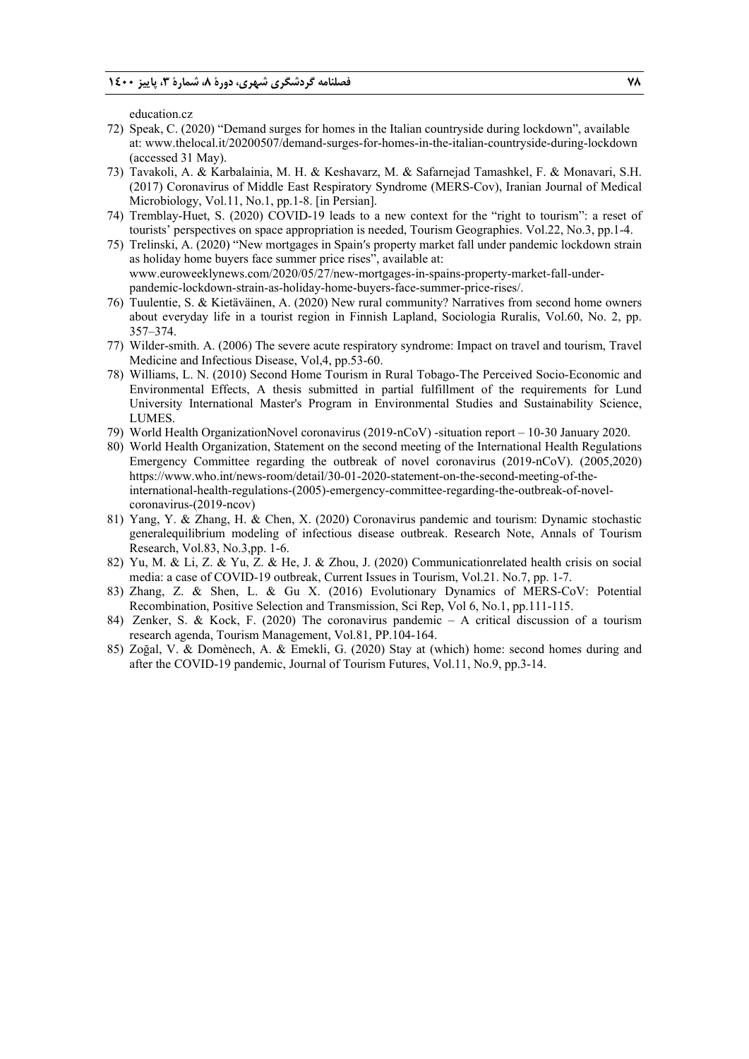education.cz

72) Speak, C. (2020) “Demand surges for homes in the Italian countryside during lockdown”, available at: www.thelocal.it/20200507/demand-surges-for-homes-in-the-italian-countryside-during-lockdown (accessed 31 May).
73) Tavakoli, A. & Karbalainia, M. H. & Keshavarz, M. & Safarnejad Tamashkel, F. & Monavari, S.H. (2017) Coronavirus of Middle East Respiratory Syndrome (MERS-Cov), Iranian Journal of Medical Microbiology, Vol.11, No.1, pp.1-8. [in Persian].
74) Tremblay-Huet, S. (2020) COVID-19 leads to a new context for the “right to tourism”: a reset of tourists’ perspectives on space appropriation is needed, Tourism Geographies. Vol.22, No.3, pp.1-4.
75) Trelinski, A. (2020) “New mortgages in Spain′s property market fall under pandemic lockdown strain as holiday home buyers face summer price rises”, available at: www.euroweeklynews.com/2020/05/27/new-mortgages-in-spains-property-market-fall-under-pandemic-lockdown-strain-as-holiday-home-buyers-face-summer-price-rises/.
76) Tuulentie, S. & Kietäväinen, A. (2020) New rural community? Narratives from second home owners about everyday life in a tourist region in Finnish Lapland, Sociologia Ruralis, Vol.60, No. 2, pp. 357–374.
77) Wilder-smith. A. (2006) The severe acute respiratory syndrome: Impact on travel and tourism, Travel Medicine and Infectious Disease, Vol,4, pp.53-60.
78) Williams, L. N. (2010) Second Home Tourism in Rural Tobago-The Perceived Socio-Economic and Environmental Effects, A thesis submitted in partial fulfillment of the requirements for Lund University International Master's Program in Environmental Studies and Sustainability Science, LUMES.
79) World Health OrganizationNovel coronavirus (2019-nCoV) -situation report – 10-30 January 2020.
80) World Health Organization, Statement on the second meeting of the International Health Regulations Emergency Committee regarding the outbreak of novel coronavirus (2019-nCoV). (2005,2020) https://www.who.int/news-room/detail/30-01-2020-statement-on-the-second-meeting-of-the-international-health-regulations-(2005)-emergency-committee-regarding-the-outbreak-of-novel-coronavirus-(2019-ncov)
81) Yang, Y. & Zhang, H. & Chen, X. (2020) Coronavirus pandemic and tourism: Dynamic stochastic generalequilibrium modeling of infectious disease outbreak. Research Note, Annals of Tourism Research, Vol.83, No.3,pp. 1-6.
82) Yu, M. & Li, Z. & Yu, Z. & He, J. & Zhou, J. (2020) Communicationrelated health crisis on social media: a case of COVID-19 outbreak, Current Issues in Tourism, Vol.21. No.7, pp. 1-7.
83) Zhang, Z. & Shen, L. & Gu X. (2016) Evolutionary Dynamics of MERS-CoV: Potential Recombination, Positive Selection and Transmission, Sci Rep, Vol 6, No.1, pp.111-115.
84) Zenker, S. & Kock, F. (2020) The coronavirus pandemic – A critical discussion of a tourism research agenda, Tourism Management, Vol.81, PP.104-164.
85) Zoğal, V. & Domènech, A. & Emekli, G. (2020) Stay at (which) home: second homes during and after the COVID-19 pandemic, Journal of Tourism Futures, Vol.11, No.9, pp.3-14.